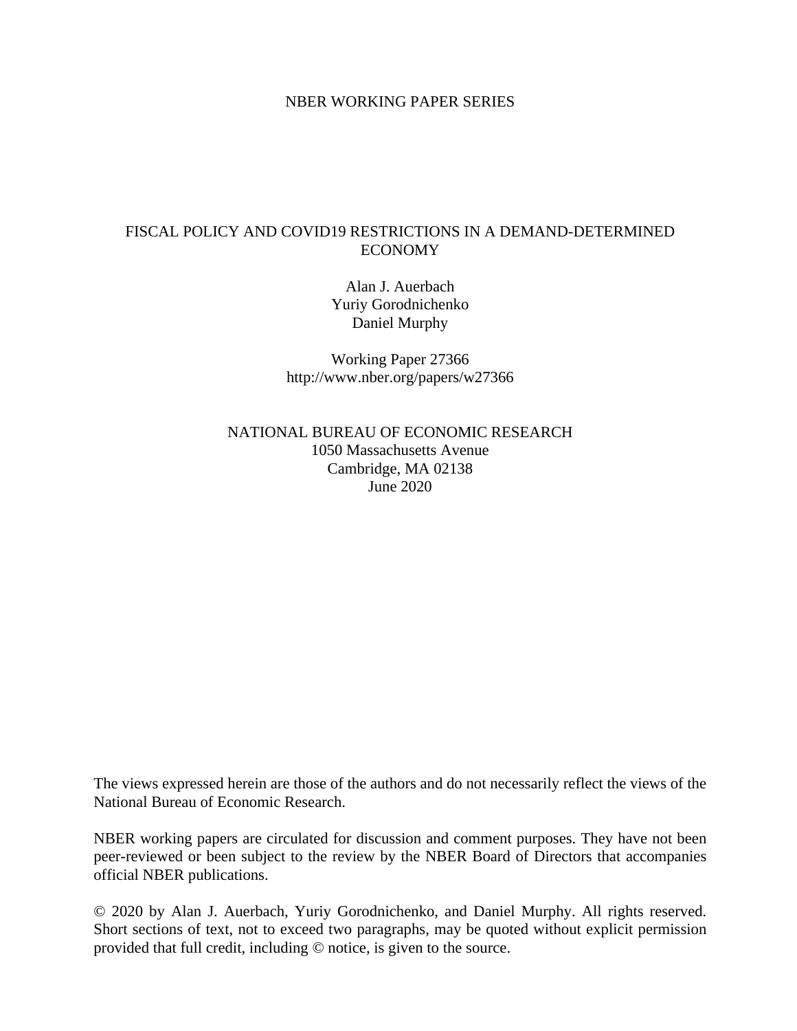NBER WORKING PAPER SERIES

# FISCAL POLICY AND COVID19 RESTRICTIONS IN A DEMAND-DETERMINED ECONOMY

Alan J. Auerbach
Yuriy Gorodnichenko
Daniel Murphy

Working Paper 27366
http://www.nber.org/papers/w27366

NATIONAL BUREAU OF ECONOMIC RESEARCH
1050 Massachusetts Avenue
Cambridge, MA 02138
June 2020

The views expressed herein are those of the authors and do not necessarily reflect the views of the National Bureau of Economic Research.

NBER working papers are circulated for discussion and comment purposes. They have not been peer-reviewed or been subject to the review by the NBER Board of Directors that accompanies official NBER publications.

© 2020 by Alan J. Auerbach, Yuriy Gorodnichenko, and Daniel Murphy. All rights reserved. Short sections of text, not to exceed two paragraphs, may be quoted without explicit permission provided that full credit, including © notice, is given to the source.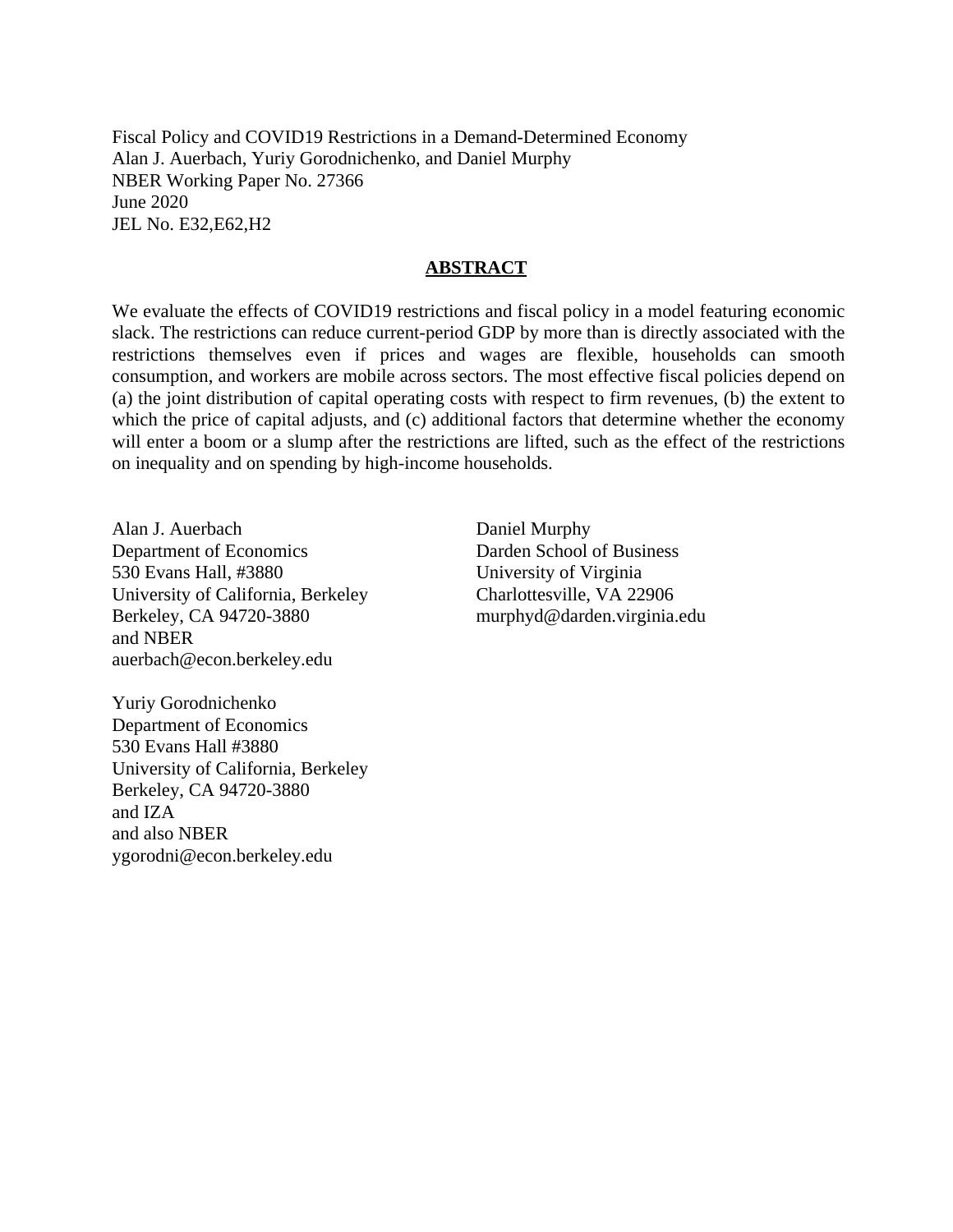Fiscal Policy and COVID19 Restrictions in a Demand-Determined Economy
Alan J. Auerbach, Yuriy Gorodnichenko, and Daniel Murphy
NBER Working Paper No. 27366
June 2020
JEL No. E32,E62,H2

## ABSTRACT

We evaluate the effects of COVID19 restrictions and fiscal policy in a model featuring economic slack. The restrictions can reduce current-period GDP by more than is directly associated with the restrictions themselves even if prices and wages are flexible, households can smooth consumption, and workers are mobile across sectors. The most effective fiscal policies depend on (a) the joint distribution of capital operating costs with respect to firm revenues, (b) the extent to which the price of capital adjusts, and (c) additional factors that determine whether the economy will enter a boom or a slump after the restrictions are lifted, such as the effect of the restrictions on inequality and on spending by high-income households.

Alan J. Auerbach
Department of Economics
530 Evans Hall, #3880
University of California, Berkeley
Berkeley, CA 94720-3880
and NBER
auerbach@econ.berkeley.edu

Yuriy Gorodnichenko
Department of Economics
530 Evans Hall #3880
University of California, Berkeley
Berkeley, CA 94720-3880
and IZA
and also NBER
ygorodni@econ.berkeley.edu

Daniel Murphy
Darden School of Business
University of Virginia
Charlottesville, VA 22906
murphyd@darden.virginia.edu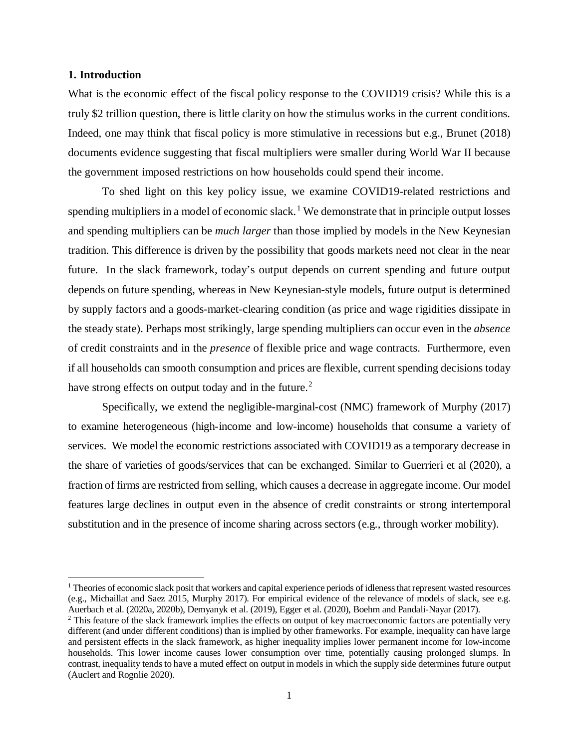## 1. Introduction

What is the economic effect of the fiscal policy response to the COVID19 crisis? While this is a truly $2 trillion question, there is little clarity on how the stimulus works in the current conditions. Indeed, one may think that fiscal policy is more stimulative in recessions but e.g., Brunet (2018) documents evidence suggesting that fiscal multipliers were smaller during World War II because the government imposed restrictions on how households could spend their income.

To shed light on this key policy issue, we examine COVID19-related restrictions and spending multipliers in a model of economic slack.[1] We demonstrate that in principle output losses and spending multipliers can be *much larger* than those implied by models in the New Keynesian tradition. This difference is driven by the possibility that goods markets need not clear in the near future. In the slack framework, today's output depends on current spending and future output depends on future spending, whereas in New Keynesian-style models, future output is determined by supply factors and a goods-market-clearing condition (as price and wage rigidities dissipate in the steady state). Perhaps most strikingly, large spending multipliers can occur even in the *absence* of credit constraints and in the *presence* of flexible price and wage contracts. Furthermore, even if all households can smooth consumption and prices are flexible, current spending decisions today have strong effects on output today and in the future.[2]

Specifically, we extend the negligible-marginal-cost (NMC) framework of Murphy (2017) to examine heterogeneous (high-income and low-income) households that consume a variety of services. We model the economic restrictions associated with COVID19 as a temporary decrease in the share of varieties of goods/services that can be exchanged. Similar to Guerrieri et al (2020), a fraction of firms are restricted from selling, which causes a decrease in aggregate income. Our model features large declines in output even in the absence of credit constraints or strong intertemporal substitution and in the presence of income sharing across sectors (e.g., through worker mobility).

[1] Theories of economic slack posit that workers and capital experience periods of idleness that represent wasted resources (e.g., Michaillat and Saez 2015, Murphy 2017). For empirical evidence of the relevance of models of slack, see e.g. Auerbach et al. (2020a, 2020b), Demyanyk et al. (2019), Egger et al. (2020), Boehm and Pandali-Nayar (2017).

[2] This feature of the slack framework implies the effects on output of key macroeconomic factors are potentially very different (and under different conditions) than is implied by other frameworks. For example, inequality can have large and persistent effects in the slack framework, as higher inequality implies lower permanent income for low-income households. This lower income causes lower consumption over time, potentially causing prolonged slumps. In contrast, inequality tends to have a muted effect on output in models in which the supply side determines future output (Auclert and Rognlie 2020).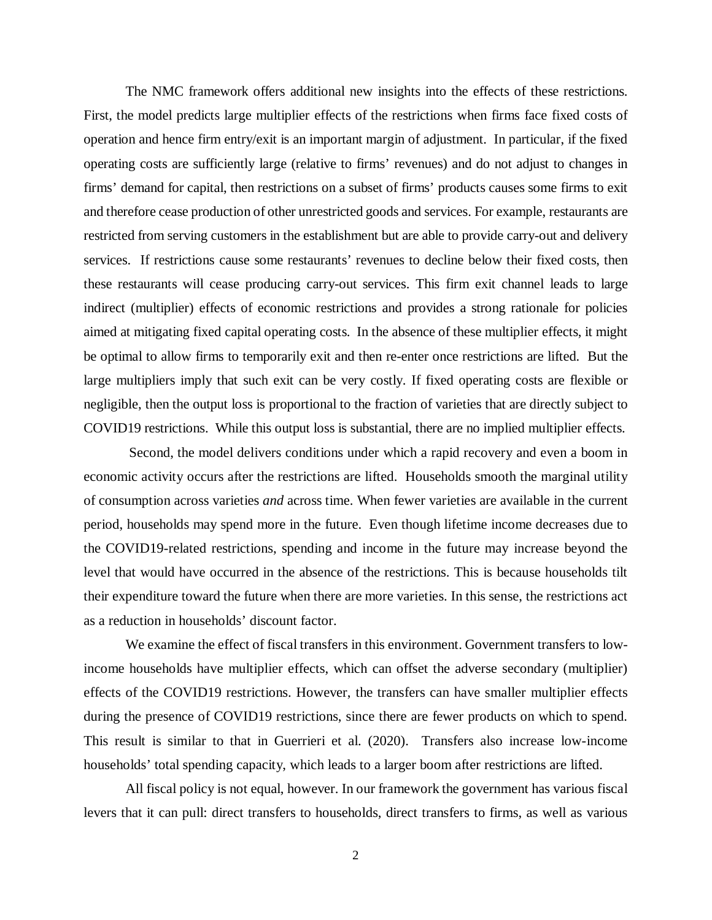The NMC framework offers additional new insights into the effects of these restrictions. First, the model predicts large multiplier effects of the restrictions when firms face fixed costs of operation and hence firm entry/exit is an important margin of adjustment. In particular, if the fixed operating costs are sufficiently large (relative to firms' revenues) and do not adjust to changes in firms' demand for capital, then restrictions on a subset of firms' products causes some firms to exit and therefore cease production of other unrestricted goods and services. For example, restaurants are restricted from serving customers in the establishment but are able to provide carry-out and delivery services. If restrictions cause some restaurants' revenues to decline below their fixed costs, then these restaurants will cease producing carry-out services. This firm exit channel leads to large indirect (multiplier) effects of economic restrictions and provides a strong rationale for policies aimed at mitigating fixed capital operating costs. In the absence of these multiplier effects, it might be optimal to allow firms to temporarily exit and then re-enter once restrictions are lifted. But the large multipliers imply that such exit can be very costly. If fixed operating costs are flexible or negligible, then the output loss is proportional to the fraction of varieties that are directly subject to COVID19 restrictions. While this output loss is substantial, there are no implied multiplier effects.

Second, the model delivers conditions under which a rapid recovery and even a boom in economic activity occurs after the restrictions are lifted. Households smooth the marginal utility of consumption across varieties *and* across time. When fewer varieties are available in the current period, households may spend more in the future. Even though lifetime income decreases due to the COVID19-related restrictions, spending and income in the future may increase beyond the level that would have occurred in the absence of the restrictions. This is because households tilt their expenditure toward the future when there are more varieties. In this sense, the restrictions act as a reduction in households' discount factor.

We examine the effect of fiscal transfers in this environment. Government transfers to low-income households have multiplier effects, which can offset the adverse secondary (multiplier) effects of the COVID19 restrictions. However, the transfers can have smaller multiplier effects during the presence of COVID19 restrictions, since there are fewer products on which to spend. This result is similar to that in Guerrieri et al. (2020). Transfers also increase low-income households' total spending capacity, which leads to a larger boom after restrictions are lifted.

All fiscal policy is not equal, however. In our framework the government has various fiscal levers that it can pull: direct transfers to households, direct transfers to firms, as well as various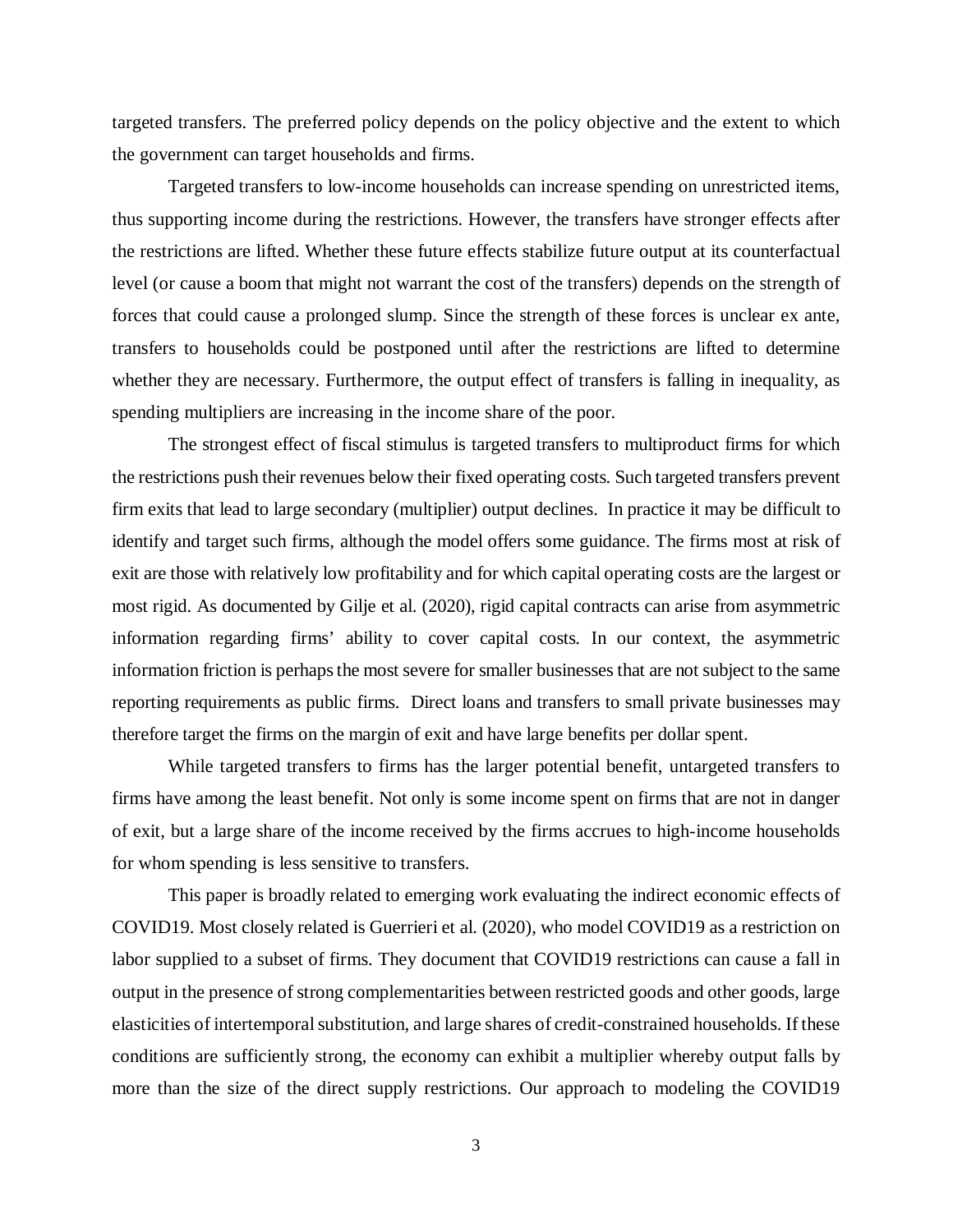targeted transfers. The preferred policy depends on the policy objective and the extent to which the government can target households and firms.

Targeted transfers to low-income households can increase spending on unrestricted items, thus supporting income during the restrictions. However, the transfers have stronger effects after the restrictions are lifted. Whether these future effects stabilize future output at its counterfactual level (or cause a boom that might not warrant the cost of the transfers) depends on the strength of forces that could cause a prolonged slump. Since the strength of these forces is unclear ex ante, transfers to households could be postponed until after the restrictions are lifted to determine whether they are necessary. Furthermore, the output effect of transfers is falling in inequality, as spending multipliers are increasing in the income share of the poor.

The strongest effect of fiscal stimulus is targeted transfers to multiproduct firms for which the restrictions push their revenues below their fixed operating costs. Such targeted transfers prevent firm exits that lead to large secondary (multiplier) output declines. In practice it may be difficult to identify and target such firms, although the model offers some guidance. The firms most at risk of exit are those with relatively low profitability and for which capital operating costs are the largest or most rigid. As documented by Gilje et al. (2020), rigid capital contracts can arise from asymmetric information regarding firms' ability to cover capital costs. In our context, the asymmetric information friction is perhaps the most severe for smaller businesses that are not subject to the same reporting requirements as public firms. Direct loans and transfers to small private businesses may therefore target the firms on the margin of exit and have large benefits per dollar spent.

While targeted transfers to firms has the larger potential benefit, untargeted transfers to firms have among the least benefit. Not only is some income spent on firms that are not in danger of exit, but a large share of the income received by the firms accrues to high-income households for whom spending is less sensitive to transfers.

This paper is broadly related to emerging work evaluating the indirect economic effects of COVID19. Most closely related is Guerrieri et al. (2020), who model COVID19 as a restriction on labor supplied to a subset of firms. They document that COVID19 restrictions can cause a fall in output in the presence of strong complementarities between restricted goods and other goods, large elasticities of intertemporal substitution, and large shares of credit-constrained households. If these conditions are sufficiently strong, the economy can exhibit a multiplier whereby output falls by more than the size of the direct supply restrictions. Our approach to modeling the COVID19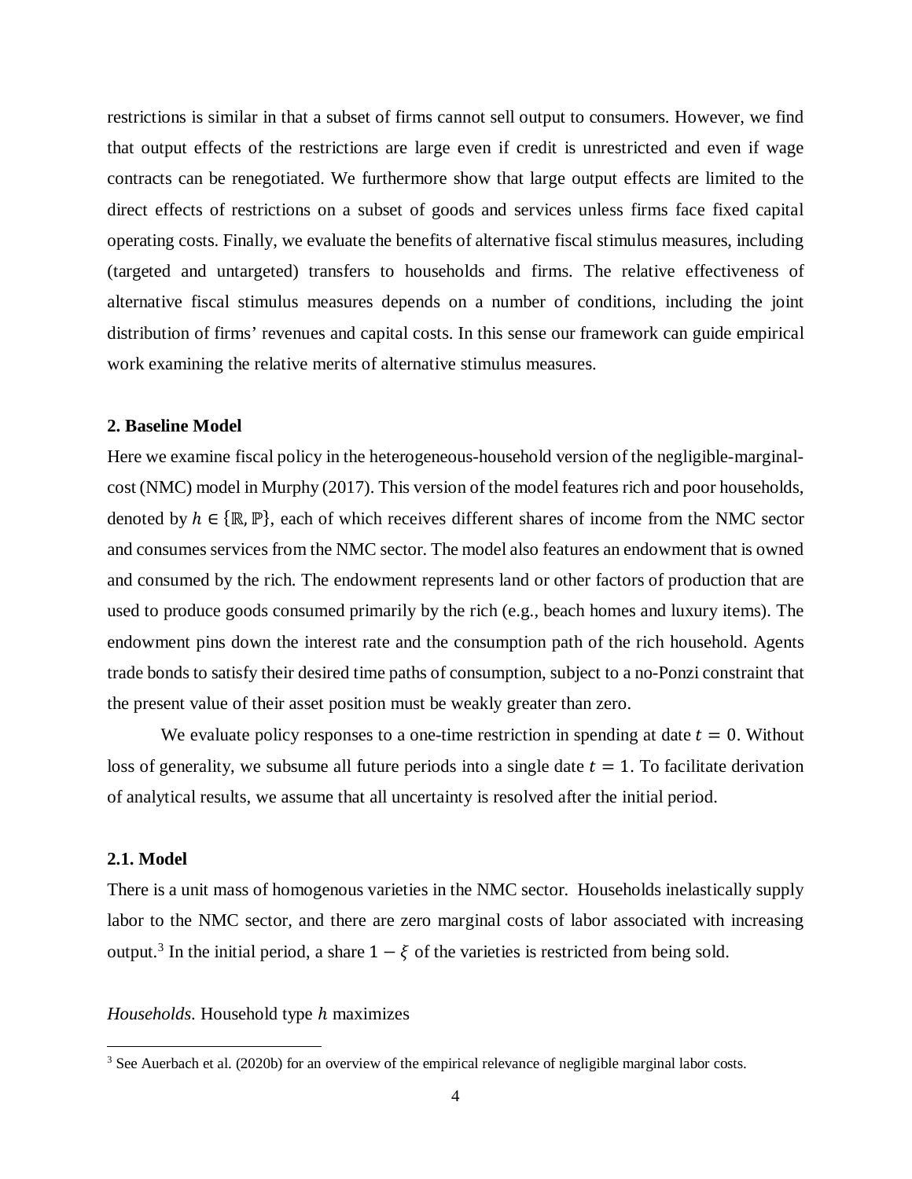restrictions is similar in that a subset of firms cannot sell output to consumers. However, we find that output effects of the restrictions are large even if credit is unrestricted and even if wage contracts can be renegotiated. We furthermore show that large output effects are limited to the direct effects of restrictions on a subset of goods and services unless firms face fixed capital operating costs. Finally, we evaluate the benefits of alternative fiscal stimulus measures, including (targeted and untargeted) transfers to households and firms. The relative effectiveness of alternative fiscal stimulus measures depends on a number of conditions, including the joint distribution of firms' revenues and capital costs. In this sense our framework can guide empirical work examining the relative merits of alternative stimulus measures.

## 2. Baseline Model

Here we examine fiscal policy in the heterogeneous-household version of the negligible-marginal-cost (NMC) model in Murphy (2017). This version of the model features rich and poor households, denoted by $h \in \{\mathbb{R}, \mathbb{P}\}$, each of which receives different shares of income from the NMC sector and consumes services from the NMC sector. The model also features an endowment that is owned and consumed by the rich. The endowment represents land or other factors of production that are used to produce goods consumed primarily by the rich (e.g., beach homes and luxury items). The endowment pins down the interest rate and the consumption path of the rich household. Agents trade bonds to satisfy their desired time paths of consumption, subject to a no-Ponzi constraint that the present value of their asset position must be weakly greater than zero.

We evaluate policy responses to a one-time restriction in spending at date $t = 0$. Without loss of generality, we subsume all future periods into a single date $t = 1$. To facilitate derivation of analytical results, we assume that all uncertainty is resolved after the initial period.

### 2.1. Model

There is a unit mass of homogenous varieties in the NMC sector. Households inelastically supply labor to the NMC sector, and there are zero marginal costs of labor associated with increasing output.[3] In the initial period, a share $1 - \xi$ of the varieties is restricted from being sold.

*Households.* Household type $h$ maximizes

[3] See Auerbach et al. (2020b) for an overview of the empirical relevance of negligible marginal labor costs.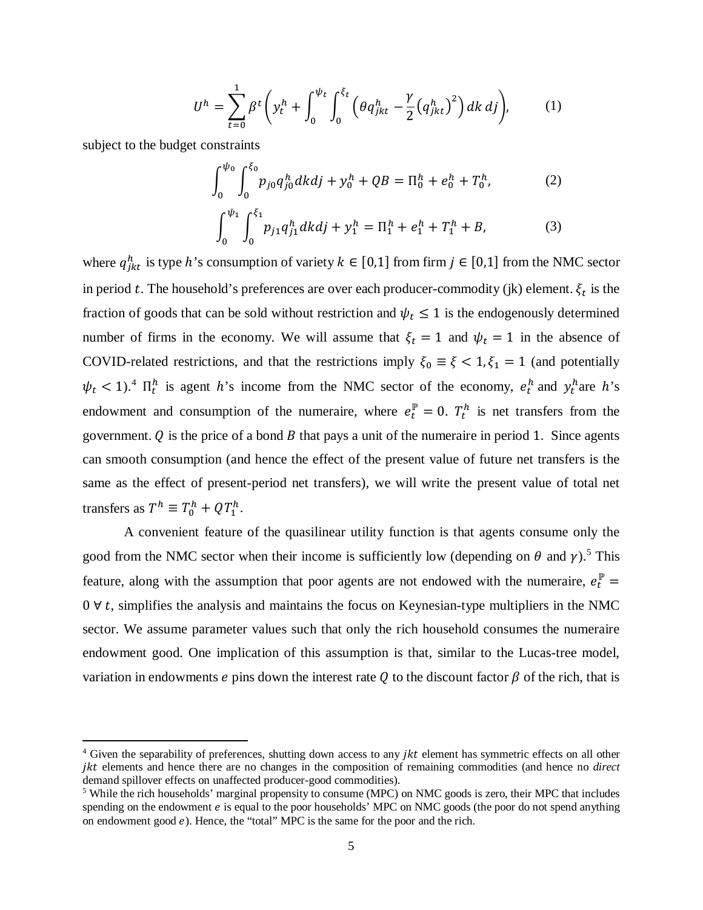$$U^h = \sum_{t=0}^{1} \beta^t \left( y_t^h + \int_0^{\psi_t} \int_0^{\xi_t} \left( \theta q_{jkt}^h - \frac{\gamma}{2} \left( q_{jkt}^h \right)^2 \right) dk\, dj \right), \qquad (1)$$

subject to the budget constraints

$$\int_0^{\psi_0} \int_0^{\xi_0} p_{j0} q_{j0}^h dk dj + y_0^h + QB = \Pi_0^h + e_0^h + T_0^h, \qquad (2)$$

$$\int_0^{\psi_1} \int_0^{\xi_1} p_{j1} q_{j1}^h dk dj + y_1^h = \Pi_1^h + e_1^h + T_1^h + B, \qquad (3)$$

where $q_{jkt}^h$ is type $h$'s consumption of variety $k \in [0,1]$ from firm $j \in [0,1]$ from the NMC sector in period $t$. The household's preferences are over each producer-commodity (jk) element. $\xi_t$ is the fraction of goods that can be sold without restriction and $\psi_t \leq 1$ is the endogenously determined number of firms in the economy. We will assume that $\xi_t = 1$ and $\psi_t = 1$ in the absence of COVID-related restrictions, and that the restrictions imply $\xi_0 \equiv \xi < 1, \xi_1 = 1$ (and potentially $\psi_t < 1$).[4] $\Pi_t^h$ is agent $h$'s income from the NMC sector of the economy, $e_t^h$ and $y_t^h$ are $h$'s endowment and consumption of the numeraire, where $e_t^{\mathbb{P}} = 0$. $T_t^h$ is net transfers from the government. $Q$ is the price of a bond $B$ that pays a unit of the numeraire in period 1. Since agents can smooth consumption (and hence the effect of the present value of future net transfers is the same as the effect of present-period net transfers), we will write the present value of total net transfers as $T^h \equiv T_0^h + QT_1^h$.

A convenient feature of the quasilinear utility function is that agents consume only the good from the NMC sector when their income is sufficiently low (depending on $\theta$ and $\gamma$).[5] This feature, along with the assumption that poor agents are not endowed with the numeraire, $e_t^{\mathbb{P}} = 0\ \forall\, t$, simplifies the analysis and maintains the focus on Keynesian-type multipliers in the NMC sector. We assume parameter values such that only the rich household consumes the numeraire endowment good. One implication of this assumption is that, similar to the Lucas-tree model, variation in endowments $e$ pins down the interest rate $Q$ to the discount factor $\beta$ of the rich, that is

[4] Given the separability of preferences, shutting down access to any $jkt$ element has symmetric effects on all other $jkt$ elements and hence there are no changes in the composition of remaining commodities (and hence no *direct* demand spillover effects on unaffected producer-good commodities).

[5] While the rich households' marginal propensity to consume (MPC) on NMC goods is zero, their MPC that includes spending on the endowment $e$ is equal to the poor households' MPC on NMC goods (the poor do not spend anything on endowment good $e$). Hence, the "total" MPC is the same for the poor and the rich.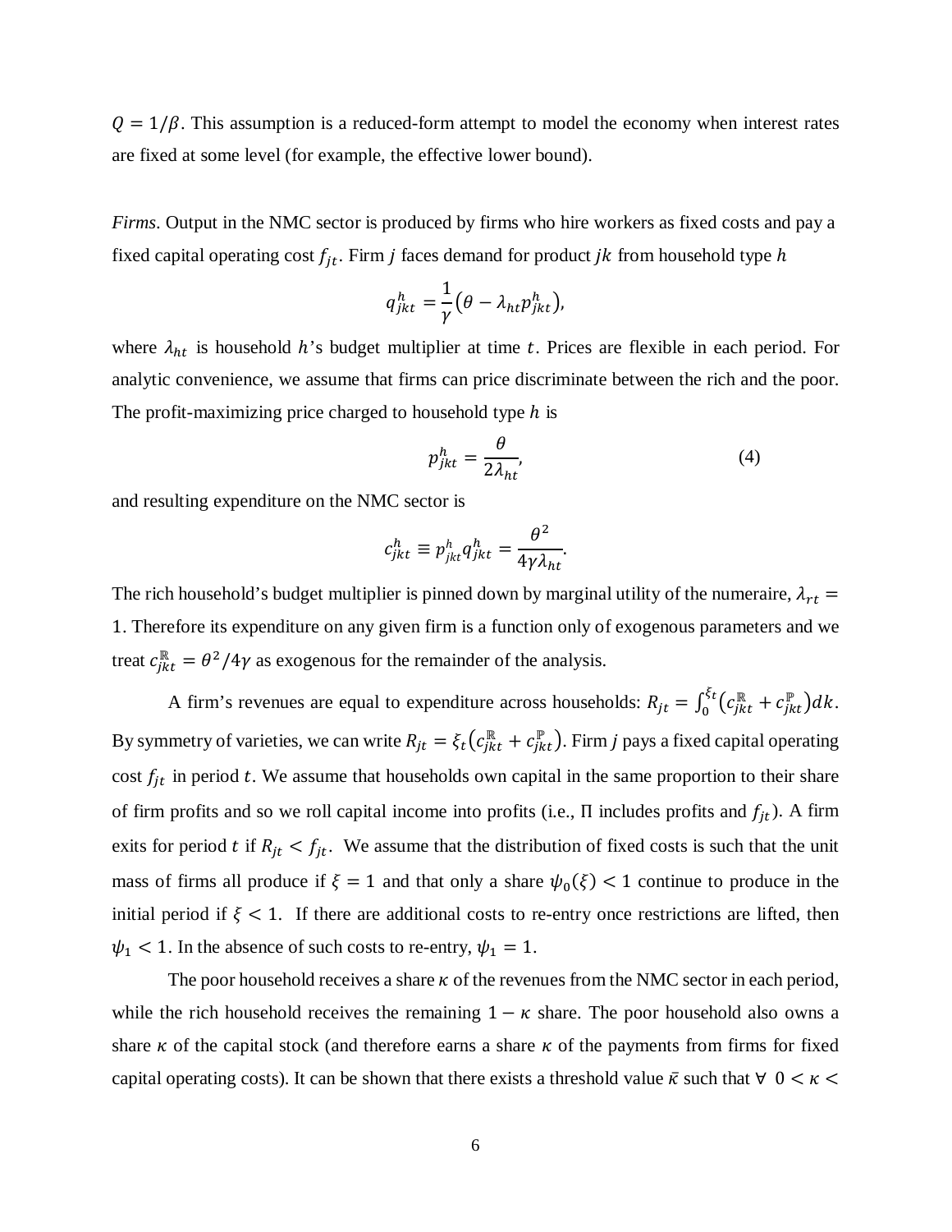$Q = 1/\beta$. This assumption is a reduced-form attempt to model the economy when interest rates are fixed at some level (for example, the effective lower bound).

*Firms*. Output in the NMC sector is produced by firms who hire workers as fixed costs and pay a fixed capital operating cost $f_{jt}$. Firm $j$ faces demand for product $jk$ from household type $h$

$$q_{jkt}^{h} = \frac{1}{\gamma}\left(\theta - \lambda_{ht} p_{jkt}^{h}\right),$$

where $\lambda_{ht}$ is household $h$'s budget multiplier at time $t$. Prices are flexible in each period. For analytic convenience, we assume that firms can price discriminate between the rich and the poor. The profit-maximizing price charged to household type $h$ is

$$p_{jkt}^{h} = \frac{\theta}{2\lambda_{ht}}, \tag{4}$$

and resulting expenditure on the NMC sector is

$$c_{jkt}^{h} \equiv p_{jkt}^{h} q_{jkt}^{h} = \frac{\theta^2}{4\gamma\lambda_{ht}}.$$

The rich household's budget multiplier is pinned down by marginal utility of the numeraire, $\lambda_{rt} = 1$. Therefore its expenditure on any given firm is a function only of exogenous parameters and we treat $c_{jkt}^{\mathbb{R}} = \theta^2/4\gamma$ as exogenous for the remainder of the analysis.

A firm's revenues are equal to expenditure across households: $R_{jt} = \int_0^{\xi_t}\left(c_{jkt}^{\mathbb{R}} + c_{jkt}^{\mathbb{P}}\right)dk$. By symmetry of varieties, we can write $R_{jt} = \xi_t\left(c_{jkt}^{\mathbb{R}} + c_{jkt}^{\mathbb{P}}\right)$. Firm $j$ pays a fixed capital operating cost $f_{jt}$ in period $t$. We assume that households own capital in the same proportion to their share of firm profits and so we roll capital income into profits (i.e., $\Pi$ includes profits and $f_{jt}$). A firm exits for period $t$ if $R_{jt} < f_{jt}$. We assume that the distribution of fixed costs is such that the unit mass of firms all produce if $\xi = 1$ and that only a share $\psi_0(\xi) < 1$ continue to produce in the initial period if $\xi < 1$. If there are additional costs to re-entry once restrictions are lifted, then $\psi_1 < 1$. In the absence of such costs to re-entry, $\psi_1 = 1$.

The poor household receives a share $\kappa$ of the revenues from the NMC sector in each period, while the rich household receives the remaining $1 - \kappa$ share. The poor household also owns a share $\kappa$ of the capital stock (and therefore earns a share $\kappa$ of the payments from firms for fixed capital operating costs). It can be shown that there exists a threshold value $\bar{\kappa}$ such that $\forall\ 0 < \kappa <$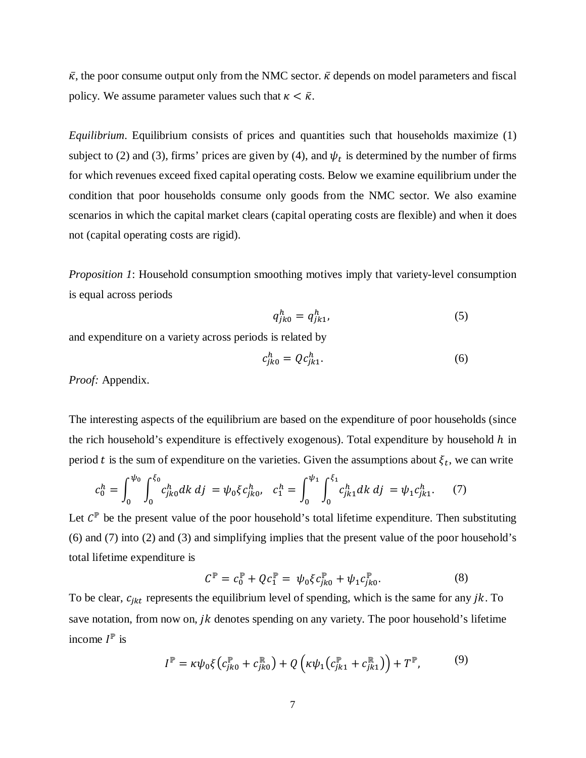$\bar{\kappa}$, the poor consume output only from the NMC sector. $\bar{\kappa}$ depends on model parameters and fiscal policy. We assume parameter values such that $\kappa < \bar{\kappa}$.

*Equilibrium*. Equilibrium consists of prices and quantities such that households maximize (1) subject to (2) and (3), firms' prices are given by (4), and $\psi_t$ is determined by the number of firms for which revenues exceed fixed capital operating costs. Below we examine equilibrium under the condition that poor households consume only goods from the NMC sector. We also examine scenarios in which the capital market clears (capital operating costs are flexible) and when it does not (capital operating costs are rigid).

*Proposition 1*: Household consumption smoothing motives imply that variety-level consumption is equal across periods

$$q_{jk0}^{h} = q_{jk1}^{h}, \tag{5}$$

and expenditure on a variety across periods is related by

$$c_{jk0}^{h} = Q c_{jk1}^{h}. \tag{6}$$

*Proof:* Appendix.

The interesting aspects of the equilibrium are based on the expenditure of poor households (since the rich household's expenditure is effectively exogenous). Total expenditure by household $h$ in period $t$ is the sum of expenditure on the varieties. Given the assumptions about $\xi_t$, we can write

$$c_0^h = \int_0^{\psi_0} \int_0^{\xi_0} c_{jk0}^h dk\, dj = \psi_0 \xi c_{jk0}^h, \quad c_1^h = \int_0^{\psi_1} \int_0^{\xi_1} c_{jk1}^h dk\, dj = \psi_1 c_{jk1}^h. \tag{7}$$

Let $C^{\mathbb{P}}$ be the present value of the poor household's total lifetime expenditure. Then substituting (6) and (7) into (2) and (3) and simplifying implies that the present value of the poor household's total lifetime expenditure is

$$C^{\mathbb{P}} = c_0^{\mathbb{P}} + Q c_1^{\mathbb{P}} = \psi_0 \xi c_{jk0}^{\mathbb{P}} + \psi_1 c_{jk0}^{\mathbb{P}}. \tag{8}$$

To be clear, $c_{jkt}$ represents the equilibrium level of spending, which is the same for any $jk$. To save notation, from now on, $jk$ denotes spending on any variety. The poor household's lifetime income $I^{\mathbb{P}}$ is

$$I^{\mathbb{P}} = \kappa \psi_0 \xi \left( c_{jk0}^{\mathbb{P}} + c_{jk0}^{\mathbb{R}} \right) + Q \left( \kappa \psi_1 \left( c_{jk1}^{\mathbb{P}} + c_{jk1}^{\mathbb{R}} \right) \right) + T^{\mathbb{P}}, \tag{9}$$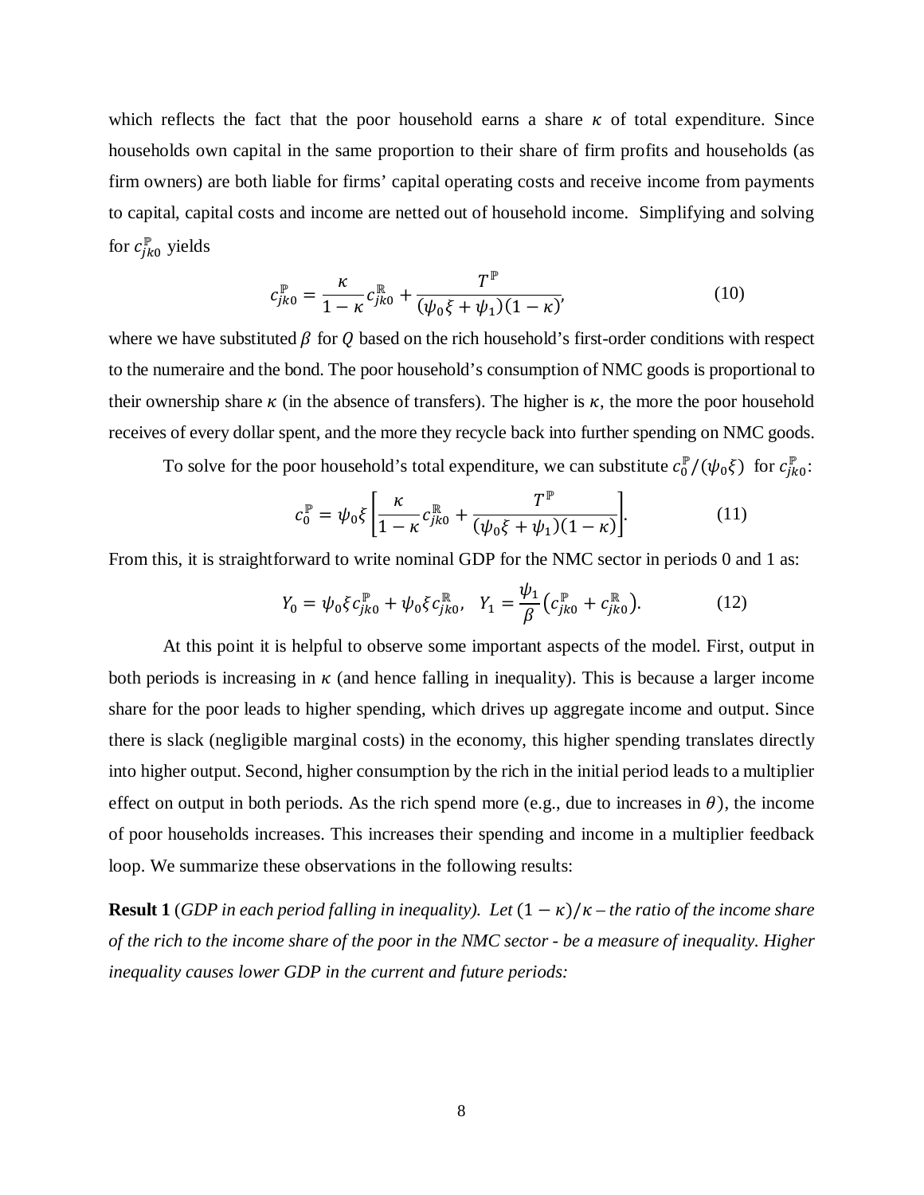which reflects the fact that the poor household earns a share $\kappa$ of total expenditure. Since households own capital in the same proportion to their share of firm profits and households (as firm owners) are both liable for firms' capital operating costs and receive income from payments to capital, capital costs and income are netted out of household income. Simplifying and solving for $c_{jk0}^{\mathbb{P}}$ yields

$$c_{jk0}^{\mathbb{P}} = \frac{\kappa}{1-\kappa} c_{jk0}^{\mathbb{R}} + \frac{T^{\mathbb{P}}}{(\psi_0 \xi + \psi_1)(1-\kappa)}, \tag{10}$$

where we have substituted $\beta$ for $Q$ based on the rich household's first-order conditions with respect to the numeraire and the bond. The poor household's consumption of NMC goods is proportional to their ownership share $\kappa$ (in the absence of transfers). The higher is $\kappa$, the more the poor household receives of every dollar spent, and the more they recycle back into further spending on NMC goods.

To solve for the poor household's total expenditure, we can substitute $c_0^{\mathbb{P}}/(\psi_0 \xi)$ for $c_{jk0}^{\mathbb{P}}$:

$$c_0^{\mathbb{P}} = \psi_0 \xi \left[ \frac{\kappa}{1-\kappa} c_{jk0}^{\mathbb{R}} + \frac{T^{\mathbb{P}}}{(\psi_0 \xi + \psi_1)(1-\kappa)} \right]. \tag{11}$$

From this, it is straightforward to write nominal GDP for the NMC sector in periods 0 and 1 as:

$$Y_0 = \psi_0 \xi c_{jk0}^{\mathbb{P}} + \psi_0 \xi c_{jk0}^{\mathbb{R}}, \quad Y_1 = \frac{\psi_1}{\beta} \left( c_{jk0}^{\mathbb{P}} + c_{jk0}^{\mathbb{R}} \right). \tag{12}$$

At this point it is helpful to observe some important aspects of the model. First, output in both periods is increasing in $\kappa$ (and hence falling in inequality). This is because a larger income share for the poor leads to higher spending, which drives up aggregate income and output. Since there is slack (negligible marginal costs) in the economy, this higher spending translates directly into higher output. Second, higher consumption by the rich in the initial period leads to a multiplier effect on output in both periods. As the rich spend more (e.g., due to increases in $\theta$), the income of poor households increases. This increases their spending and income in a multiplier feedback loop. We summarize these observations in the following results:

**Result 1** (*GDP in each period falling in inequality*). *Let* $(1-\kappa)/\kappa$ *– the ratio of the income share of the rich to the income share of the poor in the NMC sector - be a measure of inequality. Higher inequality causes lower GDP in the current and future periods:*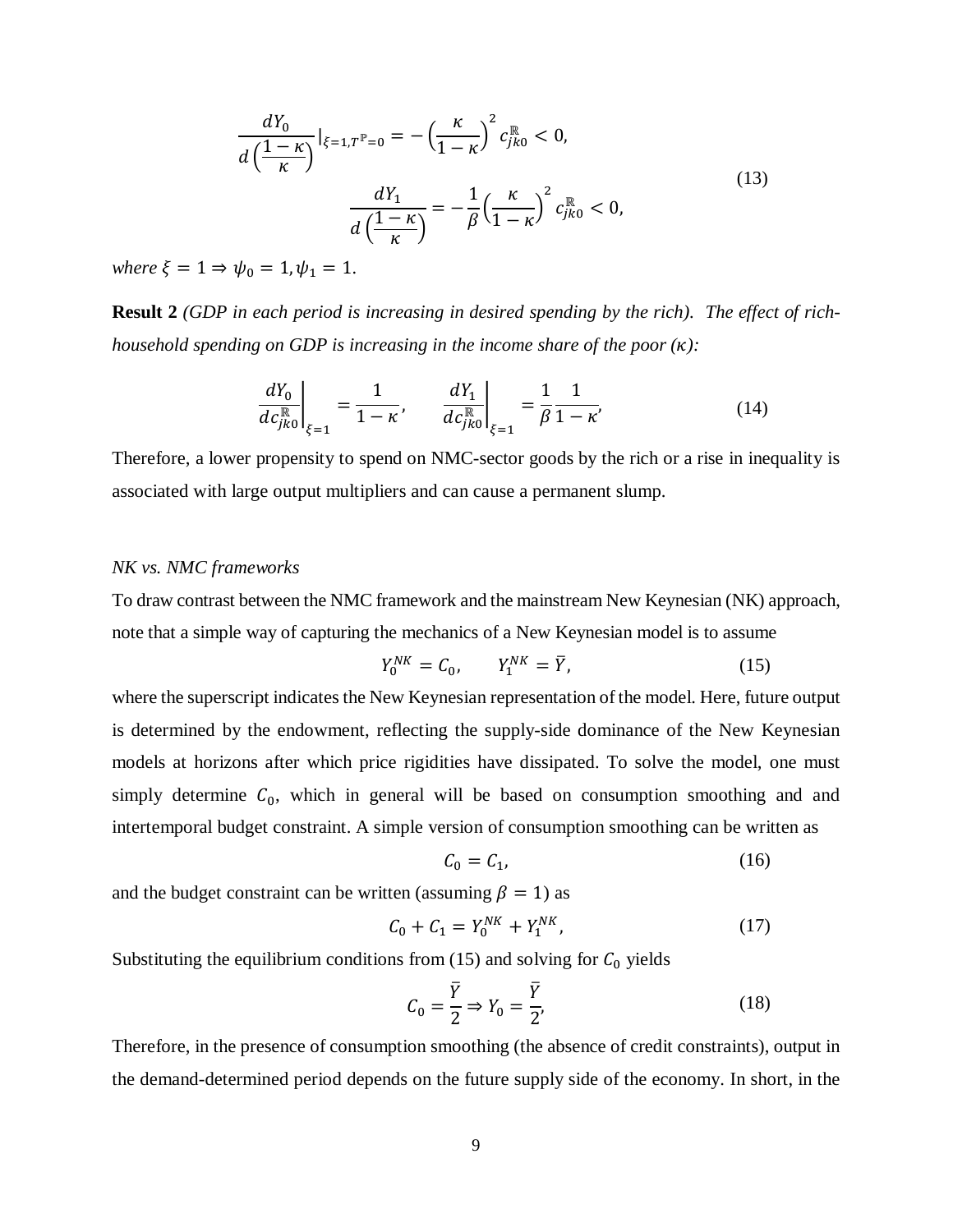$$\frac{dY_0}{d\left(\frac{1-\kappa}{\kappa}\right)}|_{\xi=1,T^{\mathbb{P}}=0} = -\left(\frac{\kappa}{1-\kappa}\right)^2 c_{jk0}^{\mathbb{R}} < 0,$$

$$\frac{dY_1}{d\left(\frac{1-\kappa}{\kappa}\right)} = -\frac{1}{\beta}\left(\frac{\kappa}{1-\kappa}\right)^2 c_{jk0}^{\mathbb{R}} < 0, \tag{13}$$

*where* $\xi = 1 \Rightarrow \psi_0 = 1, \psi_1 = 1.$

**Result 2** *(GDP in each period is increasing in desired spending by the rich). The effect of rich-household spending on GDP is increasing in the income share of the poor ($\kappa$):*

$$\left.\frac{dY_0}{dc_{jk0}^{\mathbb{R}}}\right|_{\xi=1} = \frac{1}{1-\kappa}, \qquad \left.\frac{dY_1}{dc_{jk0}^{\mathbb{R}}}\right|_{\xi=1} = \frac{1}{\beta}\frac{1}{1-\kappa}, \tag{14}$$

Therefore, a lower propensity to spend on NMC-sector goods by the rich or a rise in inequality is associated with large output multipliers and can cause a permanent slump.

*NK vs. NMC frameworks*

To draw contrast between the NMC framework and the mainstream New Keynesian (NK) approach, note that a simple way of capturing the mechanics of a New Keynesian model is to assume

$$Y_0^{NK} = C_0, \qquad Y_1^{NK} = \bar{Y}, \tag{15}$$

where the superscript indicates the New Keynesian representation of the model. Here, future output is determined by the endowment, reflecting the supply-side dominance of the New Keynesian models at horizons after which price rigidities have dissipated. To solve the model, one must simply determine $C_0$, which in general will be based on consumption smoothing and and intertemporal budget constraint. A simple version of consumption smoothing can be written as

$$C_0 = C_1, \tag{16}$$

and the budget constraint can be written (assuming $\beta = 1$) as

$$C_0 + C_1 = Y_0^{NK} + Y_1^{NK}, \tag{17}$$

Substituting the equilibrium conditions from (15) and solving for $C_0$ yields

$$C_0 = \frac{\bar{Y}}{2} \Rightarrow Y_0 = \frac{\bar{Y}}{2}, \tag{18}$$

Therefore, in the presence of consumption smoothing (the absence of credit constraints), output in the demand-determined period depends on the future supply side of the economy. In short, in the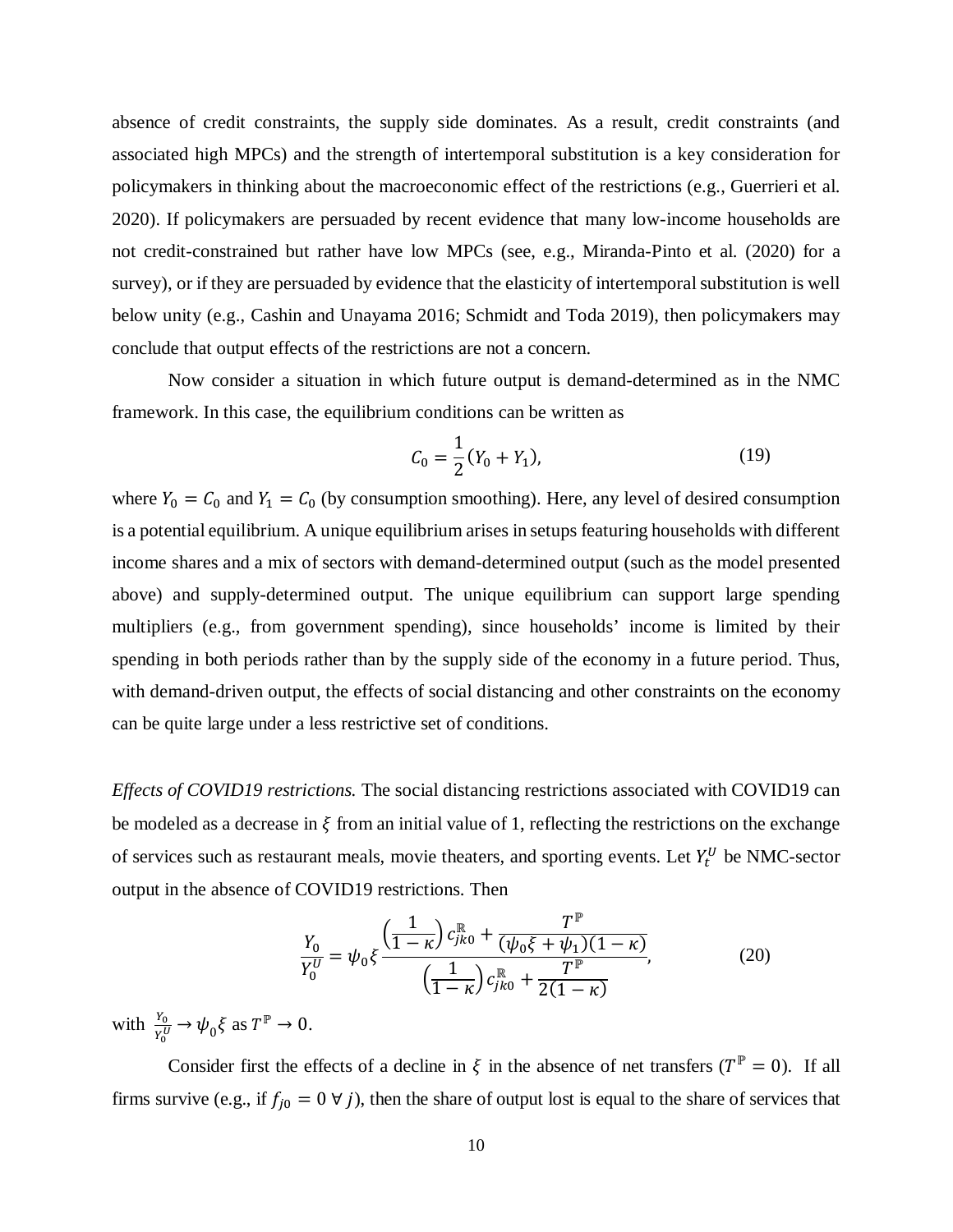absence of credit constraints, the supply side dominates. As a result, credit constraints (and associated high MPCs) and the strength of intertemporal substitution is a key consideration for policymakers in thinking about the macroeconomic effect of the restrictions (e.g., Guerrieri et al. 2020). If policymakers are persuaded by recent evidence that many low-income households are not credit-constrained but rather have low MPCs (see, e.g., Miranda-Pinto et al. (2020) for a survey), or if they are persuaded by evidence that the elasticity of intertemporal substitution is well below unity (e.g., Cashin and Unayama 2016; Schmidt and Toda 2019), then policymakers may conclude that output effects of the restrictions are not a concern.

Now consider a situation in which future output is demand-determined as in the NMC framework. In this case, the equilibrium conditions can be written as

$$C_0 = \frac{1}{2}(Y_0 + Y_1), \tag{19}$$

where $Y_0 = C_0$ and $Y_1 = C_0$ (by consumption smoothing). Here, any level of desired consumption is a potential equilibrium. A unique equilibrium arises in setups featuring households with different income shares and a mix of sectors with demand-determined output (such as the model presented above) and supply-determined output. The unique equilibrium can support large spending multipliers (e.g., from government spending), since households' income is limited by their spending in both periods rather than by the supply side of the economy in a future period. Thus, with demand-driven output, the effects of social distancing and other constraints on the economy can be quite large under a less restrictive set of conditions.

*Effects of COVID19 restrictions.* The social distancing restrictions associated with COVID19 can be modeled as a decrease in $\xi$ from an initial value of 1, reflecting the restrictions on the exchange of services such as restaurant meals, movie theaters, and sporting events. Let $Y_t^U$ be NMC-sector output in the absence of COVID19 restrictions. Then

$$\frac{Y_0}{Y_0^U} = \psi_0 \xi \frac{\left(\frac{1}{1-\kappa}\right) c_{jk0}^{\mathbb{R}} + \frac{T^{\mathbb{P}}}{(\psi_0 \xi + \psi_1)(1-\kappa)}}{\left(\frac{1}{1-\kappa}\right) c_{jk0}^{\mathbb{R}} + \frac{T^{\mathbb{P}}}{2(1-\kappa)}}, \tag{20}$$

with $\frac{Y_0}{Y_0^U} \to \psi_0 \xi$ as $T^{\mathbb{P}} \to 0$.

Consider first the effects of a decline in $\xi$ in the absence of net transfers ($T^{\mathbb{P}} = 0$). If all firms survive (e.g., if $f_{j0} = 0 \ \forall \ j$), then the share of output lost is equal to the share of services that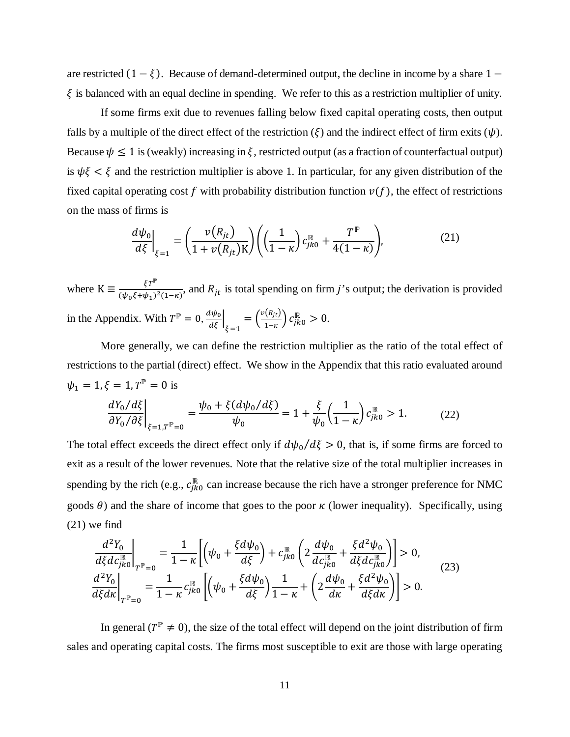are restricted $(1-\xi)$. Because of demand-determined output, the decline in income by a share $1-\xi$ is balanced with an equal decline in spending. We refer to this as a restriction multiplier of unity.

If some firms exit due to revenues falling below fixed capital operating costs, then output falls by a multiple of the direct effect of the restriction ($\xi$) and the indirect effect of firm exits ($\psi$). Because $\psi \leq 1$ is (weakly) increasing in $\xi$, restricted output (as a fraction of counterfactual output) is $\psi\xi < \xi$ and the restriction multiplier is above 1. In particular, for any given distribution of the fixed capital operating cost $f$ with probability distribution function $v(f)$, the effect of restrictions on the mass of firms is

$$\left.\frac{d\psi_0}{d\xi}\right|_{\xi=1} = \left(\frac{v(R_{jt})}{1+v(R_{jt})\mathrm{K}}\right)\left(\left(\frac{1}{1-\kappa}\right)c_{jk0}^{\mathbb{R}} + \frac{T^{\mathbb{P}}}{4(1-\kappa)}\right), \tag{21}$$

where $\mathrm{K} \equiv \frac{\xi T^{\mathbb{P}}}{(\psi_0\xi+\psi_1)^2(1-\kappa)}$, and $R_{jt}$ is total spending on firm $j$'s output; the derivation is provided in the Appendix. With $T^{\mathbb{P}} = 0$, $\left.\frac{d\psi_0}{d\xi}\right|_{\xi=1} = \left(\frac{v(R_{jt})}{1-\kappa}\right)c_{jk0}^{\mathbb{R}} > 0$.

More generally, we can define the restriction multiplier as the ratio of the total effect of restrictions to the partial (direct) effect. We show in the Appendix that this ratio evaluated around $\psi_1 = 1, \xi = 1, T^{\mathbb{P}} = 0$ is

$$\left.\frac{dY_0/d\xi}{\partial Y_0/\partial\xi}\right|_{\xi=1,T^{\mathbb{P}}=0} = \frac{\psi_0 + \xi(d\psi_0/d\xi)}{\psi_0} = 1 + \frac{\xi}{\psi_0}\left(\frac{1}{1-\kappa}\right)c_{jk0}^{\mathbb{R}} > 1. \tag{22}$$

The total effect exceeds the direct effect only if $d\psi_0/d\xi > 0$, that is, if some firms are forced to exit as a result of the lower revenues. Note that the relative size of the total multiplier increases in spending by the rich (e.g., $c_{jk0}^{\mathbb{R}}$ can increase because the rich have a stronger preference for NMC goods $\theta$) and the share of income that goes to the poor $\kappa$ (lower inequality). Specifically, using (21) we find

$$\begin{aligned}
\left.\frac{d^2Y_0}{d\xi dc_{jk0}^{\mathbb{R}}}\right|_{T^{\mathbb{P}}=0} &= \frac{1}{1-\kappa}\left[\left(\psi_0 + \frac{\xi d\psi_0}{d\xi}\right) + c_{jk0}^{\mathbb{R}}\left(2\frac{d\psi_0}{dc_{jk0}^{\mathbb{R}}} + \frac{\xi d^2\psi_0}{d\xi dc_{jk0}^{\mathbb{R}}}\right)\right] > 0, \\
\left.\frac{d^2Y_0}{d\xi d\kappa}\right|_{T^{\mathbb{P}}=0} &= \frac{1}{1-\kappa}c_{jk0}^{\mathbb{R}}\left[\left(\psi_0 + \frac{\xi d\psi_0}{d\xi}\right)\frac{1}{1-\kappa} + \left(2\frac{d\psi_0}{d\kappa} + \frac{\xi d^2\psi_0}{d\xi d\kappa}\right)\right] > 0.
\end{aligned} \tag{23}$$

In general ($T^{\mathbb{P}} \neq 0$), the size of the total effect will depend on the joint distribution of firm sales and operating capital costs. The firms most susceptible to exit are those with large operating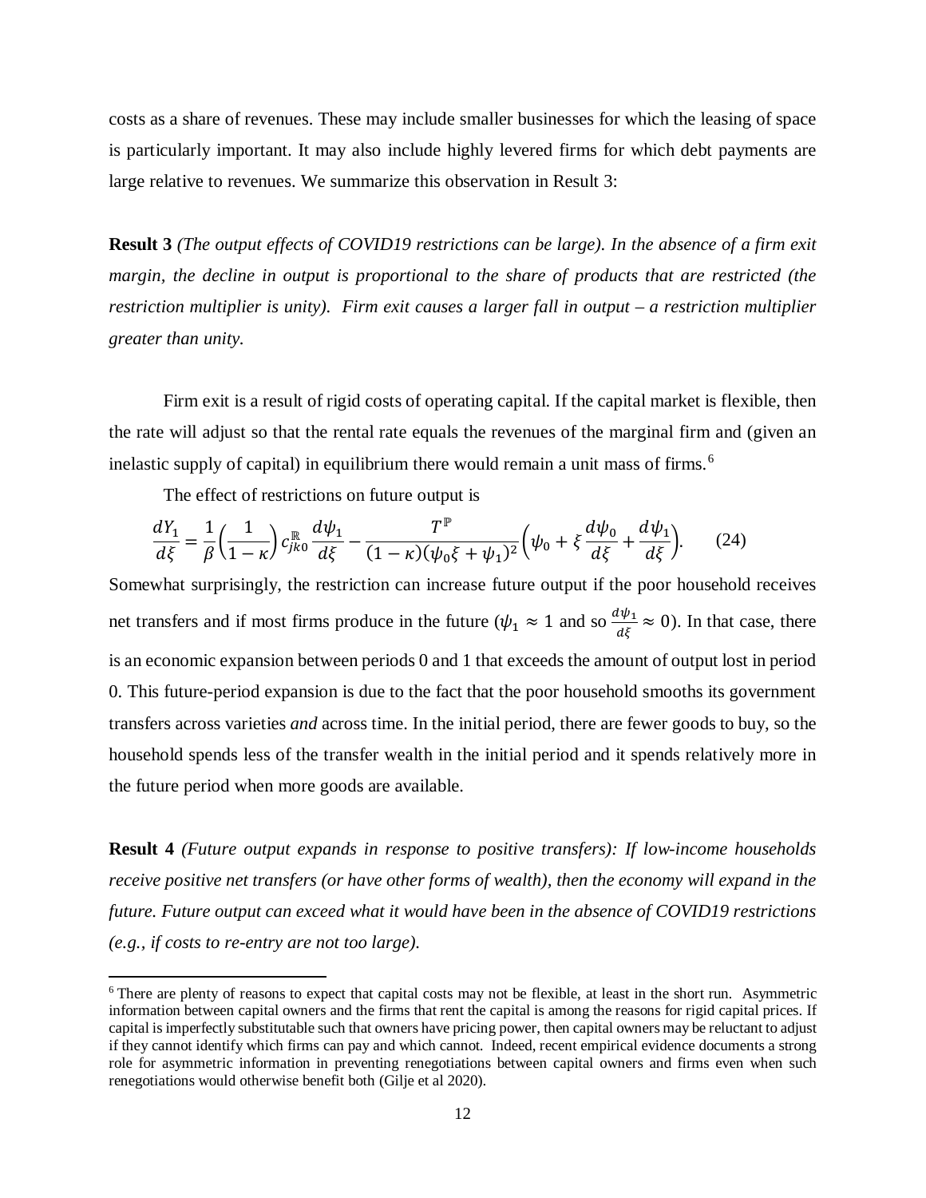costs as a share of revenues. These may include smaller businesses for which the leasing of space is particularly important. It may also include highly levered firms for which debt payments are large relative to revenues. We summarize this observation in Result 3:

**Result 3** *(The output effects of COVID19 restrictions can be large). In the absence of a firm exit margin, the decline in output is proportional to the share of products that are restricted (the restriction multiplier is unity). Firm exit causes a larger fall in output – a restriction multiplier greater than unity.*

Firm exit is a result of rigid costs of operating capital. If the capital market is flexible, then the rate will adjust so that the rental rate equals the revenues of the marginal firm and (given an inelastic supply of capital) in equilibrium there would remain a unit mass of firms.[6]

The effect of restrictions on future output is

$$\frac{dY_1}{d\xi} = \frac{1}{\beta}\left(\frac{1}{1-\kappa}\right) c_{jk0}^{\mathbb{R}} \frac{d\psi_1}{d\xi} - \frac{T^{\mathbb{P}}}{(1-\kappa)(\psi_0 \xi + \psi_1)^2}\left(\psi_0 + \xi \frac{d\psi_0}{d\xi} + \frac{d\psi_1}{d\xi}\right). \qquad (24)$$

Somewhat surprisingly, the restriction can increase future output if the poor household receives net transfers and if most firms produce in the future ($\psi_1 \approx 1$ and so $\frac{d\psi_1}{d\xi} \approx 0$). In that case, there is an economic expansion between periods 0 and 1 that exceeds the amount of output lost in period 0. This future-period expansion is due to the fact that the poor household smooths its government transfers across varieties *and* across time. In the initial period, there are fewer goods to buy, so the household spends less of the transfer wealth in the initial period and it spends relatively more in the future period when more goods are available.

**Result 4** *(Future output expands in response to positive transfers): If low-income households receive positive net transfers (or have other forms of wealth), then the economy will expand in the future. Future output can exceed what it would have been in the absence of COVID19 restrictions (e.g., if costs to re-entry are not too large).*

[6] There are plenty of reasons to expect that capital costs may not be flexible, at least in the short run. Asymmetric information between capital owners and the firms that rent the capital is among the reasons for rigid capital prices. If capital is imperfectly substitutable such that owners have pricing power, then capital owners may be reluctant to adjust if they cannot identify which firms can pay and which cannot. Indeed, recent empirical evidence documents a strong role for asymmetric information in preventing renegotiations between capital owners and firms even when such renegotiations would otherwise benefit both (Gilje et al 2020).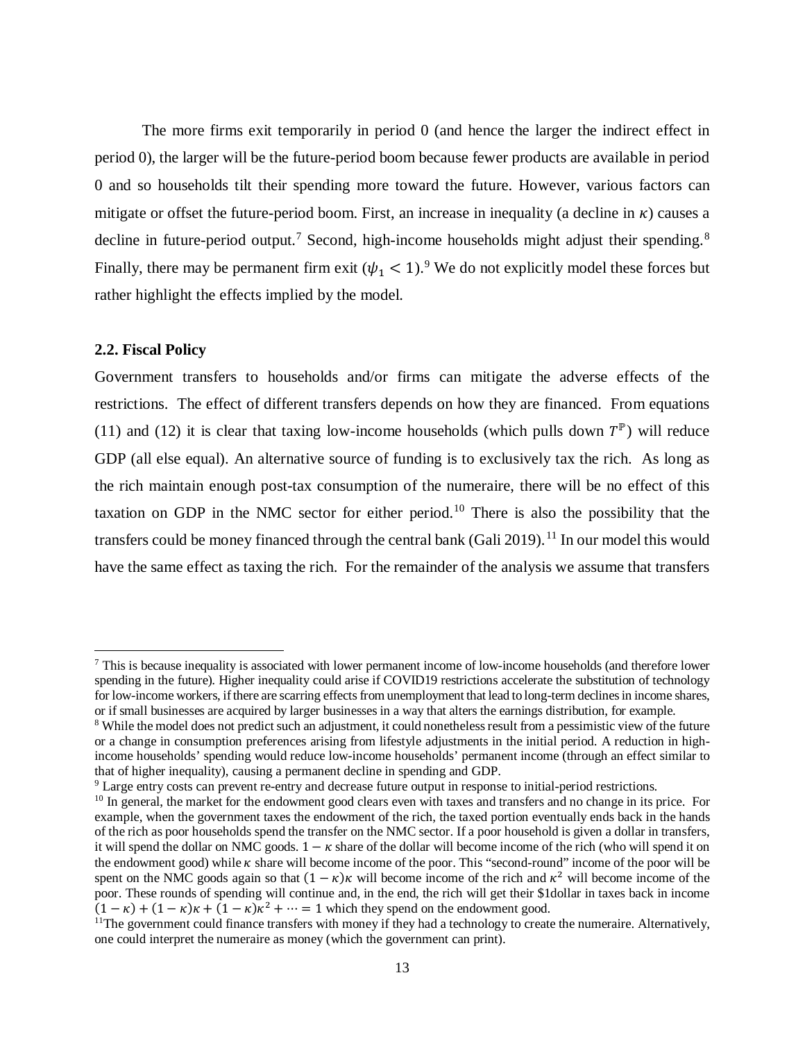The more firms exit temporarily in period 0 (and hence the larger the indirect effect in period 0), the larger will be the future-period boom because fewer products are available in period 0 and so households tilt their spending more toward the future. However, various factors can mitigate or offset the future-period boom. First, an increase in inequality (a decline in $\kappa$) causes a decline in future-period output.[7] Second, high-income households might adjust their spending.[8] Finally, there may be permanent firm exit ($\psi_1 < 1$).[9] We do not explicitly model these forces but rather highlight the effects implied by the model.

### 2.2. Fiscal Policy

Government transfers to households and/or firms can mitigate the adverse effects of the restrictions. The effect of different transfers depends on how they are financed. From equations (11) and (12) it is clear that taxing low-income households (which pulls down $T^{\mathbb{P}}$) will reduce GDP (all else equal). An alternative source of funding is to exclusively tax the rich. As long as the rich maintain enough post-tax consumption of the numeraire, there will be no effect of this taxation on GDP in the NMC sector for either period.[10] There is also the possibility that the transfers could be money financed through the central bank (Gali 2019).[11] In our model this would have the same effect as taxing the rich. For the remainder of the analysis we assume that transfers

---

[7] This is because inequality is associated with lower permanent income of low-income households (and therefore lower spending in the future). Higher inequality could arise if COVID19 restrictions accelerate the substitution of technology for low-income workers, if there are scarring effects from unemployment that lead to long-term declines in income shares, or if small businesses are acquired by larger businesses in a way that alters the earnings distribution, for example.

[8] While the model does not predict such an adjustment, it could nonetheless result from a pessimistic view of the future or a change in consumption preferences arising from lifestyle adjustments in the initial period. A reduction in high-income households' spending would reduce low-income households' permanent income (through an effect similar to that of higher inequality), causing a permanent decline in spending and GDP.

[9] Large entry costs can prevent re-entry and decrease future output in response to initial-period restrictions.

[10] In general, the market for the endowment good clears even with taxes and transfers and no change in its price. For example, when the government taxes the endowment of the rich, the taxed portion eventually ends back in the hands of the rich as poor households spend the transfer on the NMC sector. If a poor household is given a dollar in transfers, it will spend the dollar on NMC goods. $1 - \kappa$ share of the dollar will become income of the rich (who will spend it on the endowment good) while $\kappa$ share will become income of the poor. This "second-round" income of the poor will be spent on the NMC goods again so that $(1 - \kappa)\kappa$ will become income of the rich and $\kappa^2$ will become income of the poor. These rounds of spending will continue and, in the end, the rich will get their \$1dollar in taxes back in income $(1 - \kappa) + (1 - \kappa)\kappa + (1 - \kappa)\kappa^2 + \cdots = 1$ which they spend on the endowment good.

[11] The government could finance transfers with money if they had a technology to create the numeraire. Alternatively, one could interpret the numeraire as money (which the government can print).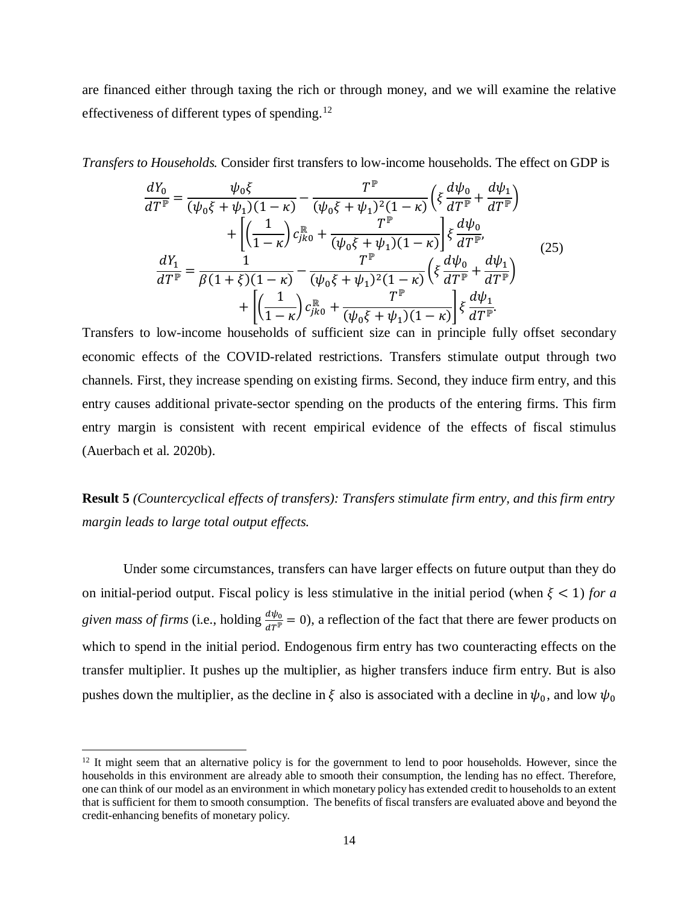are financed either through taxing the rich or through money, and we will examine the relative effectiveness of different types of spending.[12]

*Transfers to Households.* Consider first transfers to low-income households. The effect on GDP is

$$
\begin{aligned}
\frac{dY_0}{dT^{\mathbb{P}}} &= \frac{\psi_0 \xi}{(\psi_0 \xi + \psi_1)(1-\kappa)} - \frac{T^{\mathbb{P}}}{(\psi_0 \xi + \psi_1)^2 (1-\kappa)} \left( \xi \frac{d\psi_0}{dT^{\mathbb{P}}} + \frac{d\psi_1}{dT^{\mathbb{P}}} \right) \\
&\quad + \left[ \left( \frac{1}{1-\kappa} \right) c_{jk0}^{\mathbb{R}} + \frac{T^{\mathbb{P}}}{(\psi_0 \xi + \psi_1)(1-\kappa)} \right] \xi \frac{d\psi_0}{dT^{\mathbb{P}}}, \\
\frac{dY_1}{dT^{\mathbb{P}}} &= \frac{1}{\beta(1+\xi)(1-\kappa)} - \frac{T^{\mathbb{P}}}{(\psi_0 \xi + \psi_1)^2 (1-\kappa)} \left( \xi \frac{d\psi_0}{dT^{\mathbb{P}}} + \frac{d\psi_1}{dT^{\mathbb{P}}} \right) \\
&\quad + \left[ \left( \frac{1}{1-\kappa} \right) c_{jk0}^{\mathbb{R}} + \frac{T^{\mathbb{P}}}{(\psi_0 \xi + \psi_1)(1-\kappa)} \right] \xi \frac{d\psi_1}{dT^{\mathbb{P}}}.
\end{aligned}
\tag{25}
$$

Transfers to low-income households of sufficient size can in principle fully offset secondary economic effects of the COVID-related restrictions. Transfers stimulate output through two channels. First, they increase spending on existing firms. Second, they induce firm entry, and this entry causes additional private-sector spending on the products of the entering firms. This firm entry margin is consistent with recent empirical evidence of the effects of fiscal stimulus (Auerbach et al. 2020b).

**Result 5** *(Countercyclical effects of transfers): Transfers stimulate firm entry, and this firm entry margin leads to large total output effects.*

Under some circumstances, transfers can have larger effects on future output than they do on initial-period output. Fiscal policy is less stimulative in the initial period (when $\xi < 1$) *for a given mass of firms* (i.e., holding $\frac{d\psi_0}{dT^{\mathbb{P}}} = 0$), a reflection of the fact that there are fewer products on which to spend in the initial period. Endogenous firm entry has two counteracting effects on the transfer multiplier. It pushes up the multiplier, as higher transfers induce firm entry. But is also pushes down the multiplier, as the decline in $\xi$ also is associated with a decline in $\psi_0$, and low $\psi_0$

[12] It might seem that an alternative policy is for the government to lend to poor households. However, since the households in this environment are already able to smooth their consumption, the lending has no effect. Therefore, one can think of our model as an environment in which monetary policy has extended credit to households to an extent that is sufficient for them to smooth consumption. The benefits of fiscal transfers are evaluated above and beyond the credit-enhancing benefits of monetary policy.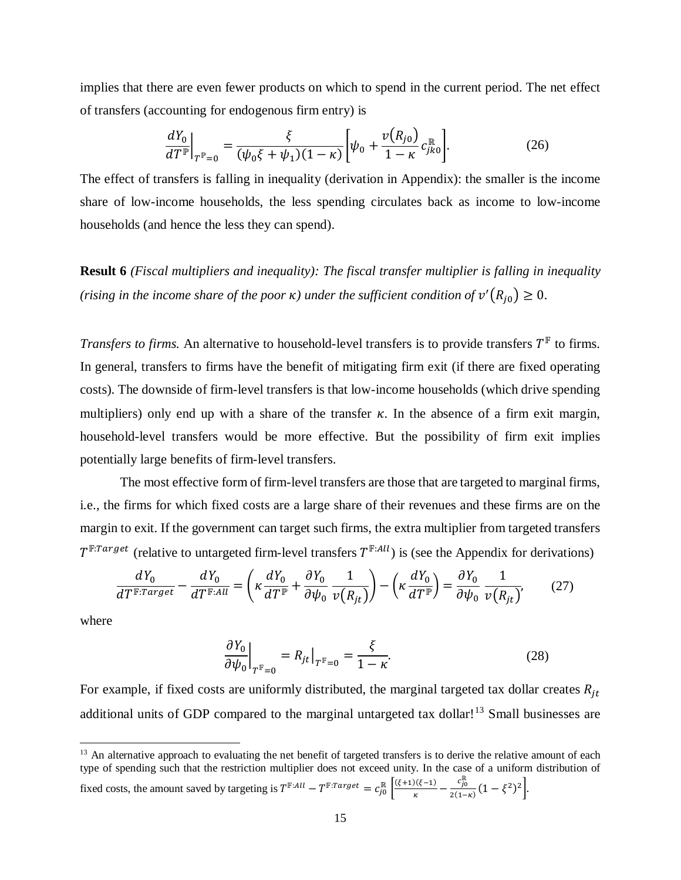implies that there are even fewer products on which to spend in the current period. The net effect of transfers (accounting for endogenous firm entry) is

$$\left.\frac{dY_0}{dT^{\mathbb{P}}}\right|_{T^{\mathbb{P}}=0} = \frac{\xi}{(\psi_0\xi + \psi_1)(1-\kappa)}\left[\psi_0 + \frac{v(R_{j0})}{1-\kappa}c_{jk0}^{\mathbb{R}}\right]. \tag{26}$$

The effect of transfers is falling in inequality (derivation in Appendix): the smaller is the income share of low-income households, the less spending circulates back as income to low-income households (and hence the less they can spend).

**Result 6** *(Fiscal multipliers and inequality): The fiscal transfer multiplier is falling in inequality (rising in the income share of the poor $\kappa$) under the sufficient condition of $v'(R_{j0}) \geq 0$.*

*Transfers to firms.* An alternative to household-level transfers is to provide transfers $T^{\mathbb{F}}$ to firms. In general, transfers to firms have the benefit of mitigating firm exit (if there are fixed operating costs). The downside of firm-level transfers is that low-income households (which drive spending multipliers) only end up with a share of the transfer $\kappa$. In the absence of a firm exit margin, household-level transfers would be more effective. But the possibility of firm exit implies potentially large benefits of firm-level transfers.

The most effective form of firm-level transfers are those that are targeted to marginal firms, i.e., the firms for which fixed costs are a large share of their revenues and these firms are on the margin to exit. If the government can target such firms, the extra multiplier from targeted transfers $T^{\mathbb{F}:Target}$ (relative to untargeted firm-level transfers $T^{\mathbb{F}:All}$) is (see the Appendix for derivations)

$$\frac{dY_0}{dT^{\mathbb{F}:Target}} - \frac{dY_0}{dT^{\mathbb{F}:All}} = \left(\kappa\frac{dY_0}{dT^{\mathbb{P}}} + \frac{\partial Y_0}{\partial\psi_0}\frac{1}{v(R_{jt})}\right) - \left(\kappa\frac{dY_0}{dT^{\mathbb{P}}}\right) = \frac{\partial Y_0}{\partial\psi_0}\frac{1}{v(R_{jt})}, \tag{27}$$

where

$$\left.\frac{\partial Y_0}{\partial\psi_0}\right|_{T^{\mathbb{F}}=0} = \left.R_{jt}\right|_{T^{\mathbb{F}}=0} = \frac{\xi}{1-\kappa}. \tag{28}$$

For example, if fixed costs are uniformly distributed, the marginal targeted tax dollar creates $R_{jt}$ additional units of GDP compared to the marginal untargeted tax dollar![13] Small businesses are

[13] An alternative approach to evaluating the net benefit of targeted transfers is to derive the relative amount of each type of spending such that the restriction multiplier does not exceed unity. In the case of a uniform distribution of fixed costs, the amount saved by targeting is $T^{\mathbb{F}:All} - T^{\mathbb{F}:Target} = c_{j0}^{\mathbb{R}}\left[\frac{(\xi+1)(\xi-1)}{\kappa} - \frac{c_{j0}^{\mathbb{R}}}{2(1-\kappa)}(1-\xi^2)^2\right]$.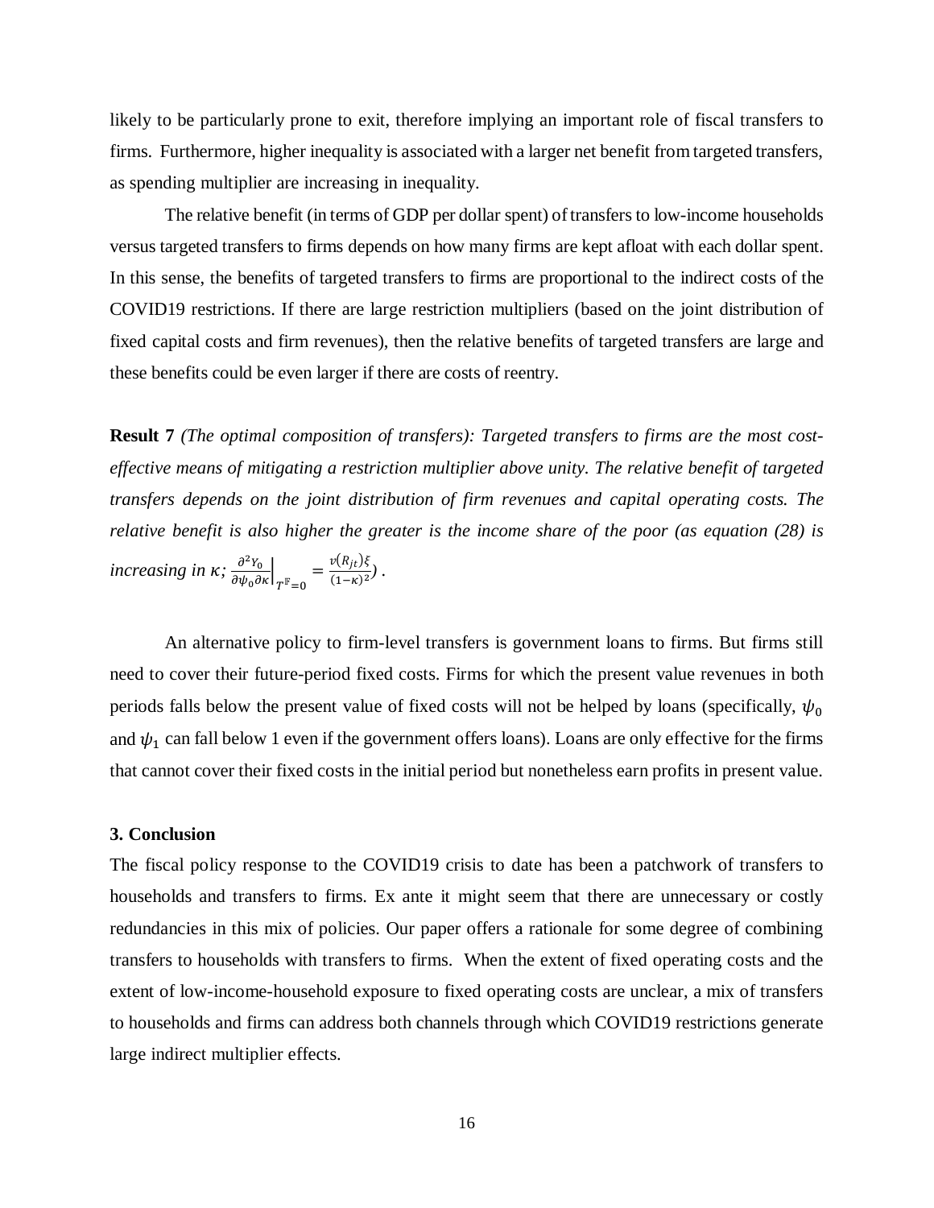likely to be particularly prone to exit, therefore implying an important role of fiscal transfers to firms. Furthermore, higher inequality is associated with a larger net benefit from targeted transfers, as spending multiplier are increasing in inequality.

The relative benefit (in terms of GDP per dollar spent) of transfers to low-income households versus targeted transfers to firms depends on how many firms are kept afloat with each dollar spent. In this sense, the benefits of targeted transfers to firms are proportional to the indirect costs of the COVID19 restrictions. If there are large restriction multipliers (based on the joint distribution of fixed capital costs and firm revenues), then the relative benefits of targeted transfers are large and these benefits could be even larger if there are costs of reentry.

**Result 7** *(The optimal composition of transfers): Targeted transfers to firms are the most cost-effective means of mitigating a restriction multiplier above unity. The relative benefit of targeted transfers depends on the joint distribution of firm revenues and capital operating costs. The relative benefit is also higher the greater is the income share of the poor (as equation (28) is increasing in κ;* $\left.\frac{\partial^2 Y_0}{\partial \psi_0 \partial \kappa}\right|_{T^{\mathbb{F}}=0} = \frac{v(R_{jt})\xi}{(1-\kappa)^2}$*)* .

An alternative policy to firm-level transfers is government loans to firms. But firms still need to cover their future-period fixed costs. Firms for which the present value revenues in both periods falls below the present value of fixed costs will not be helped by loans (specifically, $\psi_0$ and $\psi_1$ can fall below 1 even if the government offers loans). Loans are only effective for the firms that cannot cover their fixed costs in the initial period but nonetheless earn profits in present value.

### 3. Conclusion

The fiscal policy response to the COVID19 crisis to date has been a patchwork of transfers to households and transfers to firms. Ex ante it might seem that there are unnecessary or costly redundancies in this mix of policies. Our paper offers a rationale for some degree of combining transfers to households with transfers to firms. When the extent of fixed operating costs and the extent of low-income-household exposure to fixed operating costs are unclear, a mix of transfers to households and firms can address both channels through which COVID19 restrictions generate large indirect multiplier effects.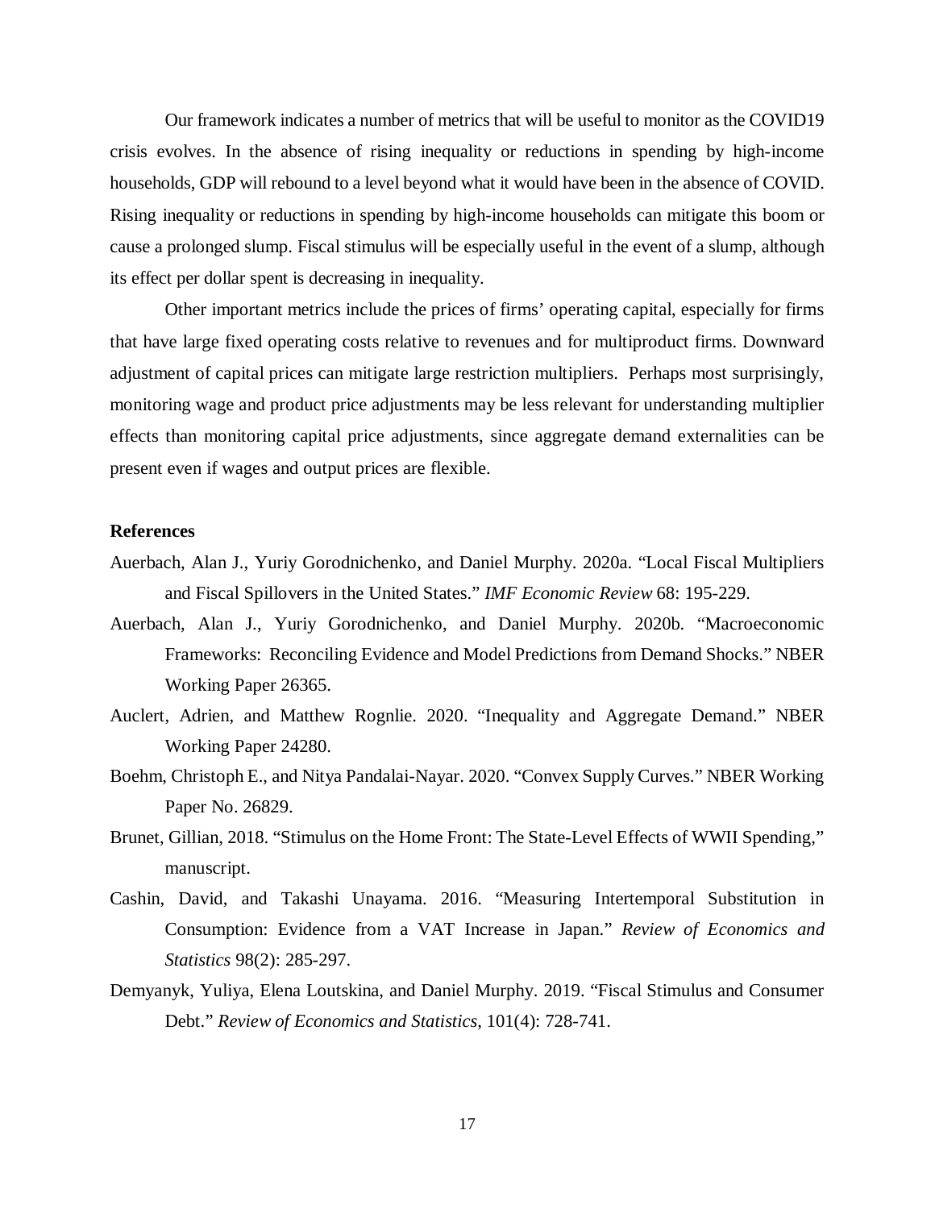Our framework indicates a number of metrics that will be useful to monitor as the COVID19 crisis evolves. In the absence of rising inequality or reductions in spending by high-income households, GDP will rebound to a level beyond what it would have been in the absence of COVID. Rising inequality or reductions in spending by high-income households can mitigate this boom or cause a prolonged slump. Fiscal stimulus will be especially useful in the event of a slump, although its effect per dollar spent is decreasing in inequality.

Other important metrics include the prices of firms' operating capital, especially for firms that have large fixed operating costs relative to revenues and for multiproduct firms. Downward adjustment of capital prices can mitigate large restriction multipliers. Perhaps most surprisingly, monitoring wage and product price adjustments may be less relevant for understanding multiplier effects than monitoring capital price adjustments, since aggregate demand externalities can be present even if wages and output prices are flexible.

**References**

Auerbach, Alan J., Yuriy Gorodnichenko, and Daniel Murphy. 2020a. "Local Fiscal Multipliers and Fiscal Spillovers in the United States." *IMF Economic Review* 68: 195-229.

Auerbach, Alan J., Yuriy Gorodnichenko, and Daniel Murphy. 2020b. "Macroeconomic Frameworks: Reconciling Evidence and Model Predictions from Demand Shocks." NBER Working Paper 26365.

Auclert, Adrien, and Matthew Rognlie. 2020. "Inequality and Aggregate Demand." NBER Working Paper 24280.

Boehm, Christoph E., and Nitya Pandalai-Nayar. 2020. "Convex Supply Curves." NBER Working Paper No. 26829.

Brunet, Gillian, 2018. "Stimulus on the Home Front: The State-Level Effects of WWII Spending," manuscript.

Cashin, David, and Takashi Unayama. 2016. "Measuring Intertemporal Substitution in Consumption: Evidence from a VAT Increase in Japan." *Review of Economics and Statistics* 98(2): 285-297.

Demyanyk, Yuliya, Elena Loutskina, and Daniel Murphy. 2019. "Fiscal Stimulus and Consumer Debt." *Review of Economics and Statistics*, 101(4): 728-741.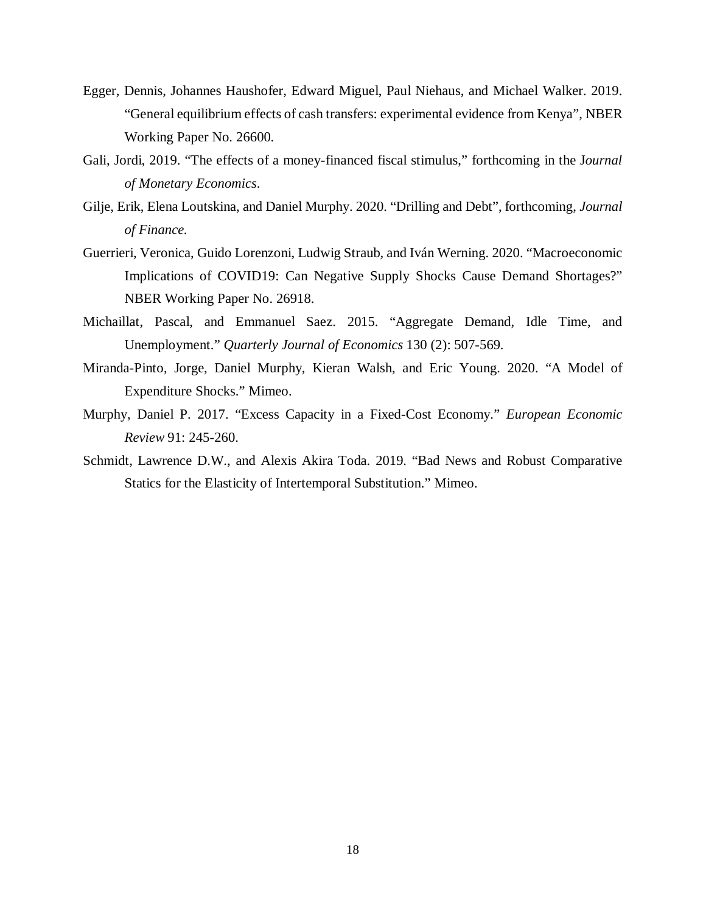Egger, Dennis, Johannes Haushofer, Edward Miguel, Paul Niehaus, and Michael Walker. 2019. "General equilibrium effects of cash transfers: experimental evidence from Kenya", NBER Working Paper No. 26600.

Gali, Jordi, 2019. "The effects of a money-financed fiscal stimulus," forthcoming in the J*ournal of Monetary Economics*.

Gilje, Erik, Elena Loutskina, and Daniel Murphy. 2020. "Drilling and Debt", forthcoming, *Journal of Finance.*

Guerrieri, Veronica, Guido Lorenzoni, Ludwig Straub, and Iván Werning. 2020. "Macroeconomic Implications of COVID19: Can Negative Supply Shocks Cause Demand Shortages?" NBER Working Paper No. 26918.

Michaillat, Pascal, and Emmanuel Saez. 2015. "Aggregate Demand, Idle Time, and Unemployment." *Quarterly Journal of Economics* 130 (2): 507-569.

Miranda-Pinto, Jorge, Daniel Murphy, Kieran Walsh, and Eric Young. 2020. "A Model of Expenditure Shocks." Mimeo.

Murphy, Daniel P. 2017. "Excess Capacity in a Fixed-Cost Economy." *European Economic Review* 91: 245-260.

Schmidt, Lawrence D.W., and Alexis Akira Toda. 2019. "Bad News and Robust Comparative Statics for the Elasticity of Intertemporal Substitution." Mimeo.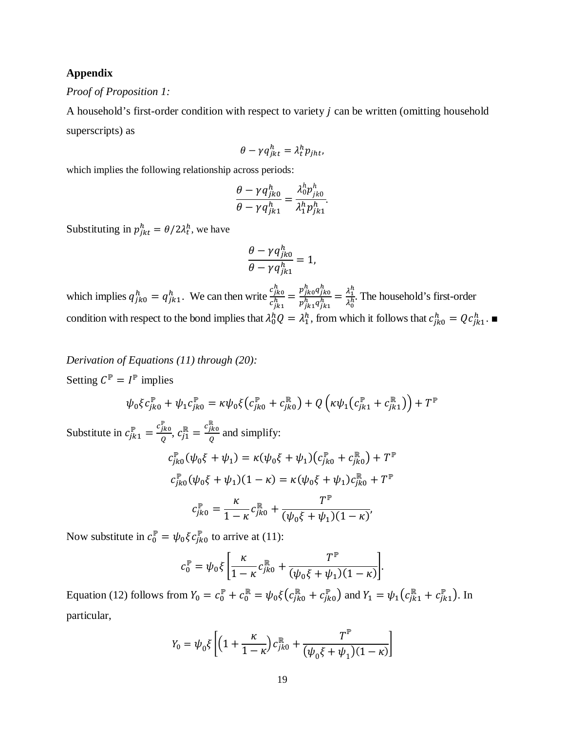## Appendix

*Proof of Proposition 1:*

A household's first-order condition with respect to variety $j$ can be written (omitting household superscripts) as

$$\theta - \gamma q_{jkt}^h = \lambda_t^h p_{jht},$$

which implies the following relationship across periods:

$$\frac{\theta - \gamma q_{jk0}^h}{\theta - \gamma q_{jk1}^h} = \frac{\lambda_0^h p_{jk0}^h}{\lambda_1^h p_{jk1}^h}.$$

Substituting in $p_{jkt}^h = \theta / 2\lambda_t^h$, we have

$$\frac{\theta - \gamma q_{jk0}^h}{\theta - \gamma q_{jk1}^h} = 1,$$

which implies $q_{jk0}^h = q_{jk1}^h$. We can then write $\frac{c_{jk0}^h}{c_{jk1}^h} = \frac{p_{jk0}^h q_{jk0}^h}{p_{jk1}^h q_{jk1}^h} = \frac{\lambda_1^h}{\lambda_0^h}$. The household's first-order condition with respect to the bond implies that $\lambda_0^h Q = \lambda_1^h$, from which it follows that $c_{jk0}^h = Q c_{jk1}^h$. ■

*Derivation of Equations (11) through (20):*

Setting $C^{\mathbb{P}} = I^{\mathbb{P}}$ implies

$$\psi_0 \xi c_{jk0}^{\mathbb{P}} + \psi_1 c_{jk0}^{\mathbb{P}} = \kappa \psi_0 \xi \left( c_{jk0}^{\mathbb{P}} + c_{jk0}^{\mathbb{R}} \right) + Q \left( \kappa \psi_1 \left( c_{jk1}^{\mathbb{P}} + c_{jk1}^{\mathbb{R}} \right) \right) + T^{\mathbb{P}}$$

Substitute in $c_{jk1}^{\mathbb{P}} = \frac{c_{jk0}^{\mathbb{P}}}{Q}$, $c_{j1}^{\mathbb{R}} = \frac{c_{jk0}^{\mathbb{R}}}{Q}$ and simplify:

$$c_{jk0}^{\mathbb{P}} (\psi_0 \xi + \psi_1) = \kappa (\psi_0 \xi + \psi_1) \left( c_{jk0}^{\mathbb{P}} + c_{jk0}^{\mathbb{R}} \right) + T^{\mathbb{P}}$$

$$c_{jk0}^{\mathbb{P}} (\psi_0 \xi + \psi_1)(1 - \kappa) = \kappa (\psi_0 \xi + \psi_1) c_{jk0}^{\mathbb{R}} + T^{\mathbb{P}}$$

$$c_{jk0}^{\mathbb{P}} = \frac{\kappa}{1 - \kappa} c_{jk0}^{\mathbb{R}} + \frac{T^{\mathbb{P}}}{(\psi_0 \xi + \psi_1)(1 - \kappa)},$$

Now substitute in $c_0^{\mathbb{P}} = \psi_0 \xi c_{jk0}^{\mathbb{P}}$ to arrive at (11):

$$c_0^{\mathbb{P}} = \psi_0 \xi \left[ \frac{\kappa}{1 - \kappa} c_{jk0}^{\mathbb{R}} + \frac{T^{\mathbb{P}}}{(\psi_0 \xi + \psi_1)(1 - \kappa)} \right].$$

Equation (12) follows from $Y_0 = c_0^{\mathbb{P}} + c_0^{\mathbb{R}} = \psi_0 \xi \left( c_{jk0}^{\mathbb{R}} + c_{jk0}^{\mathbb{P}} \right)$ and $Y_1 = \psi_1 \left( c_{jk1}^{\mathbb{R}} + c_{jk1}^{\mathbb{P}} \right)$. In particular,

$$Y_0 = \psi_0 \xi \left[ \left( 1 + \frac{\kappa}{1 - \kappa} \right) c_{jk0}^{\mathbb{R}} + \frac{T^{\mathbb{P}}}{(\psi_0 \xi + \psi_1)(1 - \kappa)} \right]$$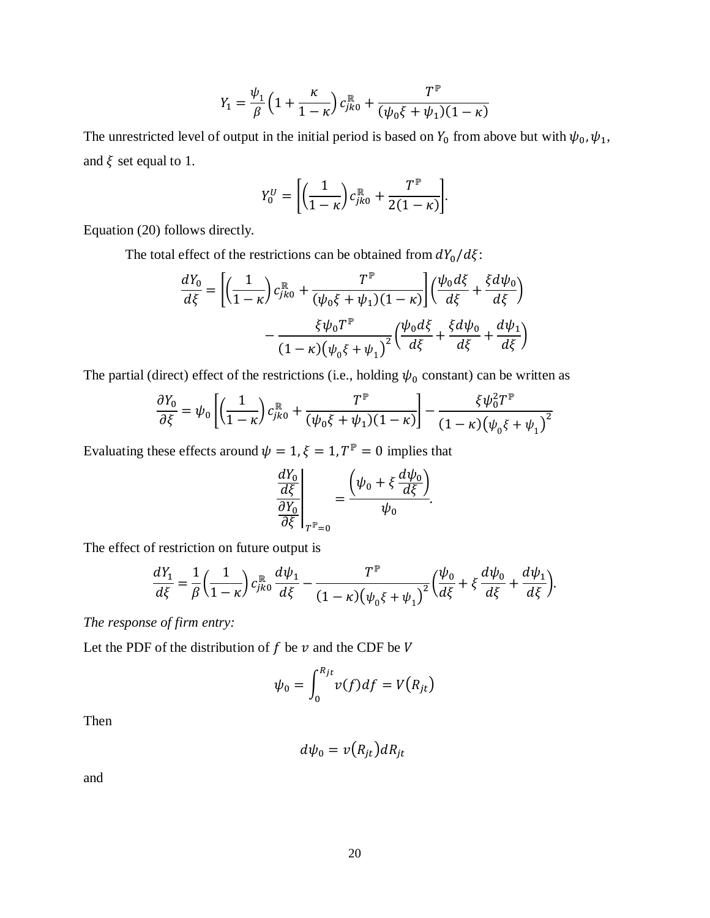$$Y_1 = \frac{\psi_1}{\beta}\left(1 + \frac{\kappa}{1-\kappa}\right) c_{jk0}^{\mathbb{R}} + \frac{T^{\mathbb{P}}}{(\psi_0 \xi + \psi_1)(1-\kappa)}$$

The unrestricted level of output in the initial period is based on $Y_0$ from above but with $\psi_0, \psi_1$, and $\xi$ set equal to 1.

$$Y_0^U = \left[\left(\frac{1}{1-\kappa}\right) c_{jk0}^{\mathbb{R}} + \frac{T^{\mathbb{P}}}{2(1-\kappa)}\right].$$

Equation (20) follows directly.

The total effect of the restrictions can be obtained from $dY_0/d\xi$:

$$\frac{dY_0}{d\xi} = \left[\left(\frac{1}{1-\kappa}\right) c_{jk0}^{\mathbb{R}} + \frac{T^{\mathbb{P}}}{(\psi_0 \xi + \psi_1)(1-\kappa)}\right]\left(\frac{\psi_0 d\xi}{d\xi} + \frac{\xi d\psi_0}{d\xi}\right) - \frac{\xi \psi_0 T^{\mathbb{P}}}{(1-\kappa)\left(\psi_0 \xi + \psi_1\right)^2}\left(\frac{\psi_0 d\xi}{d\xi} + \frac{\xi d\psi_0}{d\xi} + \frac{d\psi_1}{d\xi}\right)$$

The partial (direct) effect of the restrictions (i.e., holding $\psi_0$ constant) can be written as

$$\frac{\partial Y_0}{\partial \xi} = \psi_0\left[\left(\frac{1}{1-\kappa}\right) c_{jk0}^{\mathbb{R}} + \frac{T^{\mathbb{P}}}{(\psi_0 \xi + \psi_1)(1-\kappa)}\right] - \frac{\xi \psi_0^2 T^{\mathbb{P}}}{(1-\kappa)\left(\psi_0 \xi + \psi_1\right)^2}$$

Evaluating these effects around $\psi = 1, \xi = 1, T^{\mathbb{P}} = 0$ implies that

$$\left.\frac{\frac{dY_0}{d\xi}}{\frac{\partial Y_0}{\partial \xi}}\right|_{T^{\mathbb{P}}=0} = \frac{\left(\psi_0 + \xi \frac{d\psi_0}{d\xi}\right)}{\psi_0}.$$

The effect of restriction on future output is

$$\frac{dY_1}{d\xi} = \frac{1}{\beta}\left(\frac{1}{1-\kappa}\right) c_{jk0}^{\mathbb{R}} \frac{d\psi_1}{d\xi} - \frac{T^{\mathbb{P}}}{(1-\kappa)\left(\psi_0 \xi + \psi_1\right)^2}\left(\frac{\psi_0}{d\xi} + \xi \frac{d\psi_0}{d\xi} + \frac{d\psi_1}{d\xi}\right).$$

*The response of firm entry:*

Let the PDF of the distribution of $f$ be $v$ and the CDF be $V$

$$\psi_0 = \int_0^{R_{jt}} v(f) df = V(R_{jt})$$

Then

$$d\psi_0 = v(R_{jt}) dR_{jt}$$

and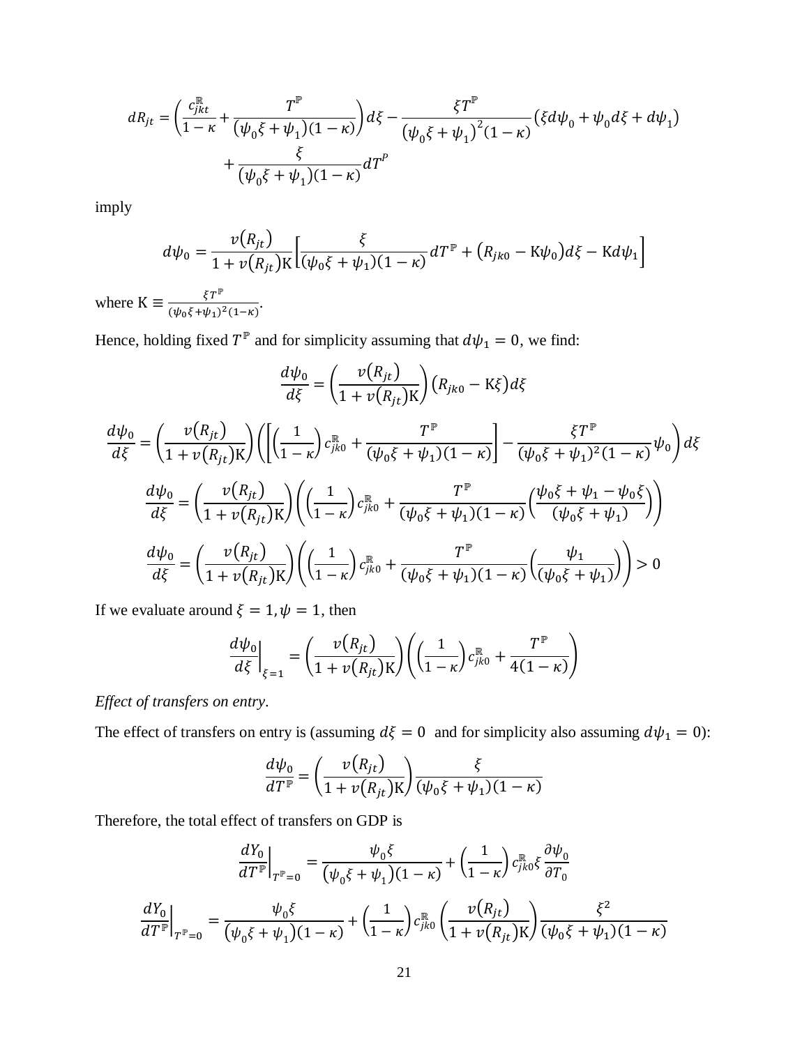$$dR_{jt} = \left(\frac{c_{jkt}^{\mathbb{R}}}{1-\kappa} + \frac{T^{\mathbb{P}}}{(\psi_0\xi + \psi_1)(1-\kappa)}\right)d\xi - \frac{\xi T^{\mathbb{P}}}{(\psi_0\xi + \psi_1)^2(1-\kappa)}(\xi d\psi_0 + \psi_0 d\xi + d\psi_1) + \frac{\xi}{(\psi_0\xi + \psi_1)(1-\kappa)}dT^{P}$$

imply

$$d\psi_0 = \frac{v(R_{jt})}{1 + v(R_{jt})\mathrm{K}}\left[\frac{\xi}{(\psi_0\xi + \psi_1)(1-\kappa)}dT^{\mathbb{P}} + (R_{jk0} - \mathrm{K}\psi_0)d\xi - \mathrm{K}d\psi_1\right]$$

where $\mathrm{K} \equiv \frac{\xi T^{\mathbb{P}}}{(\psi_0\xi + \psi_1)^2(1-\kappa)}$.

Hence, holding fixed $T^{\mathbb{P}}$ and for simplicity assuming that $d\psi_1 = 0$, we find:

$$\frac{d\psi_0}{d\xi} = \left(\frac{v(R_{jt})}{1 + v(R_{jt})\mathrm{K}}\right)(R_{jk0} - \mathrm{K}\xi)d\xi$$

$$\frac{d\psi_0}{d\xi} = \left(\frac{v(R_{jt})}{1 + v(R_{jt})\mathrm{K}}\right)\left(\left[\left(\frac{1}{1-\kappa}\right)c_{jk0}^{\mathbb{R}} + \frac{T^{\mathbb{P}}}{(\psi_0\xi + \psi_1)(1-\kappa)}\right] - \frac{\xi T^{\mathbb{P}}}{(\psi_0\xi + \psi_1)^2(1-\kappa)}\psi_0\right)d\xi$$

$$\frac{d\psi_0}{d\xi} = \left(\frac{v(R_{jt})}{1 + v(R_{jt})\mathrm{K}}\right)\left(\left(\frac{1}{1-\kappa}\right)c_{jk0}^{\mathbb{R}} + \frac{T^{\mathbb{P}}}{(\psi_0\xi + \psi_1)(1-\kappa)}\left(\frac{\psi_0\xi + \psi_1 - \psi_0\xi}{(\psi_0\xi + \psi_1)}\right)\right)$$

$$\frac{d\psi_0}{d\xi} = \left(\frac{v(R_{jt})}{1 + v(R_{jt})\mathrm{K}}\right)\left(\left(\frac{1}{1-\kappa}\right)c_{jk0}^{\mathbb{R}} + \frac{T^{\mathbb{P}}}{(\psi_0\xi + \psi_1)(1-\kappa)}\left(\frac{\psi_1}{(\psi_0\xi + \psi_1)}\right)\right) > 0$$

If we evaluate around $\xi = 1, \psi = 1$, then

$$\left.\frac{d\psi_0}{d\xi}\right|_{\xi=1} = \left(\frac{v(R_{jt})}{1 + v(R_{jt})\mathrm{K}}\right)\left(\left(\frac{1}{1-\kappa}\right)c_{jk0}^{\mathbb{R}} + \frac{T^{\mathbb{P}}}{4(1-\kappa)}\right)$$

*Effect of transfers on entry*.

The effect of transfers on entry is (assuming $d\xi = 0$ and for simplicity also assuming $d\psi_1 = 0$):

$$\frac{d\psi_0}{dT^{\mathbb{P}}} = \left(\frac{v(R_{jt})}{1 + v(R_{jt})\mathrm{K}}\right)\frac{\xi}{(\psi_0\xi + \psi_1)(1-\kappa)}$$

Therefore, the total effect of transfers on GDP is

$$\left.\frac{dY_0}{dT^{\mathbb{P}}}\right|_{T^{\mathbb{P}}=0} = \frac{\psi_0\xi}{(\psi_0\xi + \psi_1)(1-\kappa)} + \left(\frac{1}{1-\kappa}\right)c_{jk0}^{\mathbb{R}}\xi\frac{\partial\psi_0}{\partial T_0}$$

$$\left.\frac{dY_0}{dT^{\mathbb{P}}}\right|_{T^{\mathbb{P}}=0} = \frac{\psi_0\xi}{(\psi_0\xi + \psi_1)(1-\kappa)} + \left(\frac{1}{1-\kappa}\right)c_{jk0}^{\mathbb{R}}\left(\frac{v(R_{jt})}{1 + v(R_{jt})\mathrm{K}}\right)\frac{\xi^2}{(\psi_0\xi + \psi_1)(1-\kappa)}$$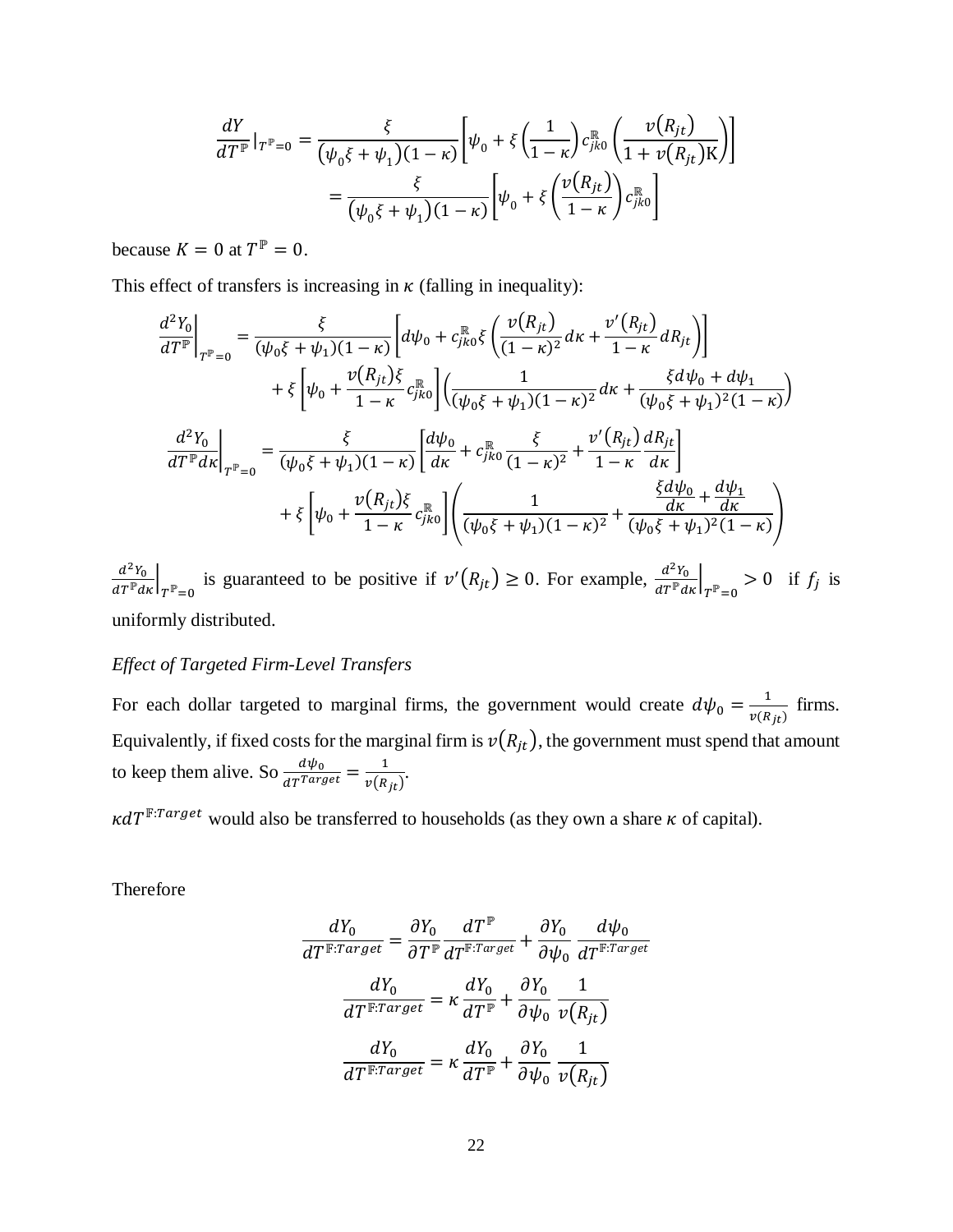$$\frac{dY}{dT^{\mathbb{P}}}|_{T^{\mathbb{P}}=0} = \frac{\xi}{(\psi_0\xi + \psi_1)(1-\kappa)}\left[\psi_0 + \xi\left(\frac{1}{1-\kappa}\right)c^{\mathbb{R}}_{jk0}\left(\frac{v(R_{jt})}{1+v(R_{jt})\mathrm{K}}\right)\right]$$
$$= \frac{\xi}{(\psi_0\xi + \psi_1)(1-\kappa)}\left[\psi_0 + \xi\left(\frac{v(R_{jt})}{1-\kappa}\right)c^{\mathbb{R}}_{jk0}\right]$$

because $K = 0$ at $T^{\mathbb{P}} = 0$.

This effect of transfers is increasing in $\kappa$ (falling in inequality):

$$\left.\frac{d^2Y_0}{dT^{\mathbb{P}}}\right|_{T^{\mathbb{P}}=0} = \frac{\xi}{(\psi_0\xi + \psi_1)(1-\kappa)}\left[d\psi_0 + c^{\mathbb{R}}_{jk0}\xi\left(\frac{v(R_{jt})}{(1-\kappa)^2}d\kappa + \frac{v'(R_{jt})}{1-\kappa}dR_{jt}\right)\right]$$
$$+ \xi\left[\psi_0 + \frac{v(R_{jt})\xi}{1-\kappa}c^{\mathbb{R}}_{jk0}\right]\left(\frac{1}{(\psi_0\xi + \psi_1)(1-\kappa)^2}d\kappa + \frac{\xi d\psi_0 + d\psi_1}{(\psi_0\xi + \psi_1)^2(1-\kappa)}\right)$$

$$\left.\frac{d^2Y_0}{dT^{\mathbb{P}}d\kappa}\right|_{T^{\mathbb{P}}=0} = \frac{\xi}{(\psi_0\xi + \psi_1)(1-\kappa)}\left[\frac{d\psi_0}{d\kappa} + c^{\mathbb{R}}_{jk0}\frac{\xi}{(1-\kappa)^2} + \frac{v'(R_{jt})}{1-\kappa}\frac{dR_{jt}}{d\kappa}\right]$$
$$+ \xi\left[\psi_0 + \frac{v(R_{jt})\xi}{1-\kappa}c^{\mathbb{R}}_{jk0}\right]\left(\frac{1}{(\psi_0\xi + \psi_1)(1-\kappa)^2} + \frac{\frac{\xi d\psi_0}{d\kappa} + \frac{d\psi_1}{d\kappa}}{(\psi_0\xi + \psi_1)^2(1-\kappa)}\right)$$

$\left.\frac{d^2Y_0}{dT^{\mathbb{P}}d\kappa}\right|_{T^{\mathbb{P}}=0}$ is guaranteed to be positive if $v'(R_{jt}) \geq 0$. For example, $\left.\frac{d^2Y_0}{dT^{\mathbb{P}}d\kappa}\right|_{T^{\mathbb{P}}=0} > 0$ if $f_j$ is uniformly distributed.

*Effect of Targeted Firm-Level Transfers*

For each dollar targeted to marginal firms, the government would create $d\psi_0 = \frac{1}{v(R_{jt})}$ firms. Equivalently, if fixed costs for the marginal firm is $v(R_{jt})$, the government must spend that amount to keep them alive. So $\frac{d\psi_0}{dT^{Target}} = \frac{1}{v(R_{jt})}$.

$\kappa dT^{\mathbb{F}:Target}$ would also be transferred to households (as they own a share $\kappa$ of capital).

Therefore

$$\frac{dY_0}{dT^{\mathbb{F}:Target}} = \frac{\partial Y_0}{\partial T^{\mathbb{P}}}\frac{dT^{\mathbb{P}}}{dT^{\mathbb{F}:Target}} + \frac{\partial Y_0}{\partial \psi_0}\frac{d\psi_0}{dT^{\mathbb{F}:Target}}$$

$$\frac{dY_0}{dT^{\mathbb{F}:Target}} = \kappa\frac{dY_0}{dT^{\mathbb{P}}} + \frac{\partial Y_0}{\partial \psi_0}\frac{1}{v(R_{jt})}$$

$$\frac{dY_0}{dT^{\mathbb{F}:Target}} = \kappa\frac{dY_0}{dT^{\mathbb{P}}} + \frac{\partial Y_0}{\partial \psi_0}\frac{1}{v(R_{jt})}$$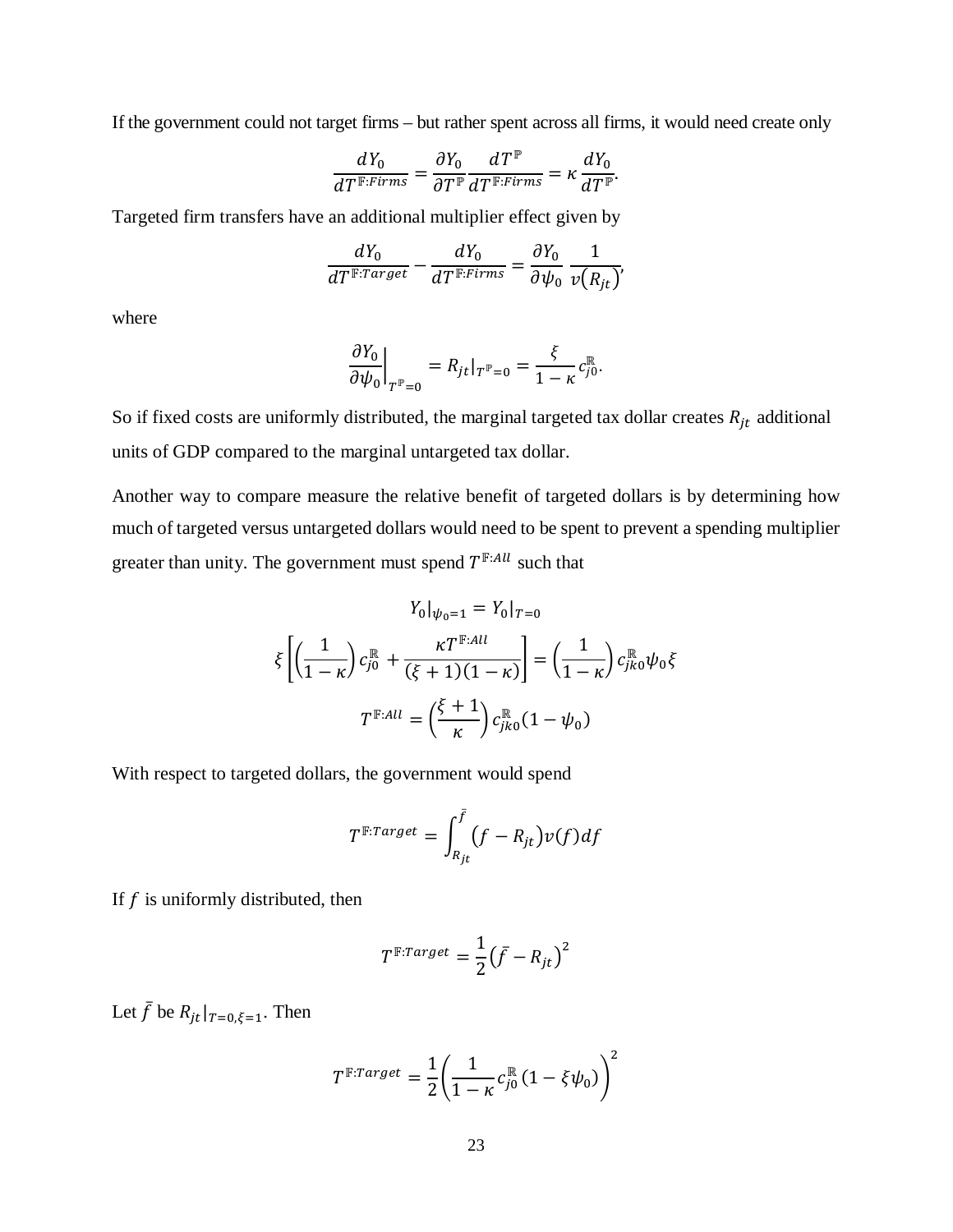If the government could not target firms – but rather spent across all firms, it would need create only

$$\frac{dY_0}{dT^{\mathbb{F}:Firms}} = \frac{\partial Y_0}{\partial T^{\mathbb{P}}} \frac{dT^{\mathbb{P}}}{dT^{\mathbb{F}:Firms}} = \kappa \frac{dY_0}{dT^{\mathbb{P}}}.$$

Targeted firm transfers have an additional multiplier effect given by

$$\frac{dY_0}{dT^{\mathbb{F}:Target}} - \frac{dY_0}{dT^{\mathbb{F}:Firms}} = \frac{\partial Y_0}{\partial \psi_0} \frac{1}{v(R_{jt})},$$

where

$$\left.\frac{\partial Y_0}{\partial \psi_0}\right|_{T^{\mathbb{P}}=0} = R_{jt}|_{T^{\mathbb{P}}=0} = \frac{\xi}{1-\kappa} c_{j0}^{\mathbb{R}}.$$

So if fixed costs are uniformly distributed, the marginal targeted tax dollar creates $R_{jt}$ additional units of GDP compared to the marginal untargeted tax dollar.

Another way to compare measure the relative benefit of targeted dollars is by determining how much of targeted versus untargeted dollars would need to be spent to prevent a spending multiplier greater than unity. The government must spend $T^{\mathbb{F}:All}$ such that

$$Y_0|_{\psi_0=1} = Y_0|_{T=0}$$

$$\xi\left[\left(\frac{1}{1-\kappa}\right) c_{j0}^{\mathbb{R}} + \frac{\kappa T^{\mathbb{F}:All}}{(\xi+1)(1-\kappa)}\right] = \left(\frac{1}{1-\kappa}\right) c_{jk0}^{\mathbb{R}} \psi_0 \xi$$

$$T^{\mathbb{F}:All} = \left(\frac{\xi+1}{\kappa}\right) c_{jk0}^{\mathbb{R}} (1-\psi_0)$$

With respect to targeted dollars, the government would spend

$$T^{\mathbb{F}:Target} = \int_{R_{jt}}^{\bar{f}} (f - R_{jt}) v(f) df$$

If $f$ is uniformly distributed, then

$$T^{\mathbb{F}:Target} = \frac{1}{2}\left(\bar{f} - R_{jt}\right)^2$$

Let $\bar{f}$ be $R_{jt}|_{T=0,\xi=1}$. Then

$$T^{\mathbb{F}:Target} = \frac{1}{2}\left(\frac{1}{1-\kappa} c_{j0}^{\mathbb{R}} (1 - \xi\psi_0)\right)^2$$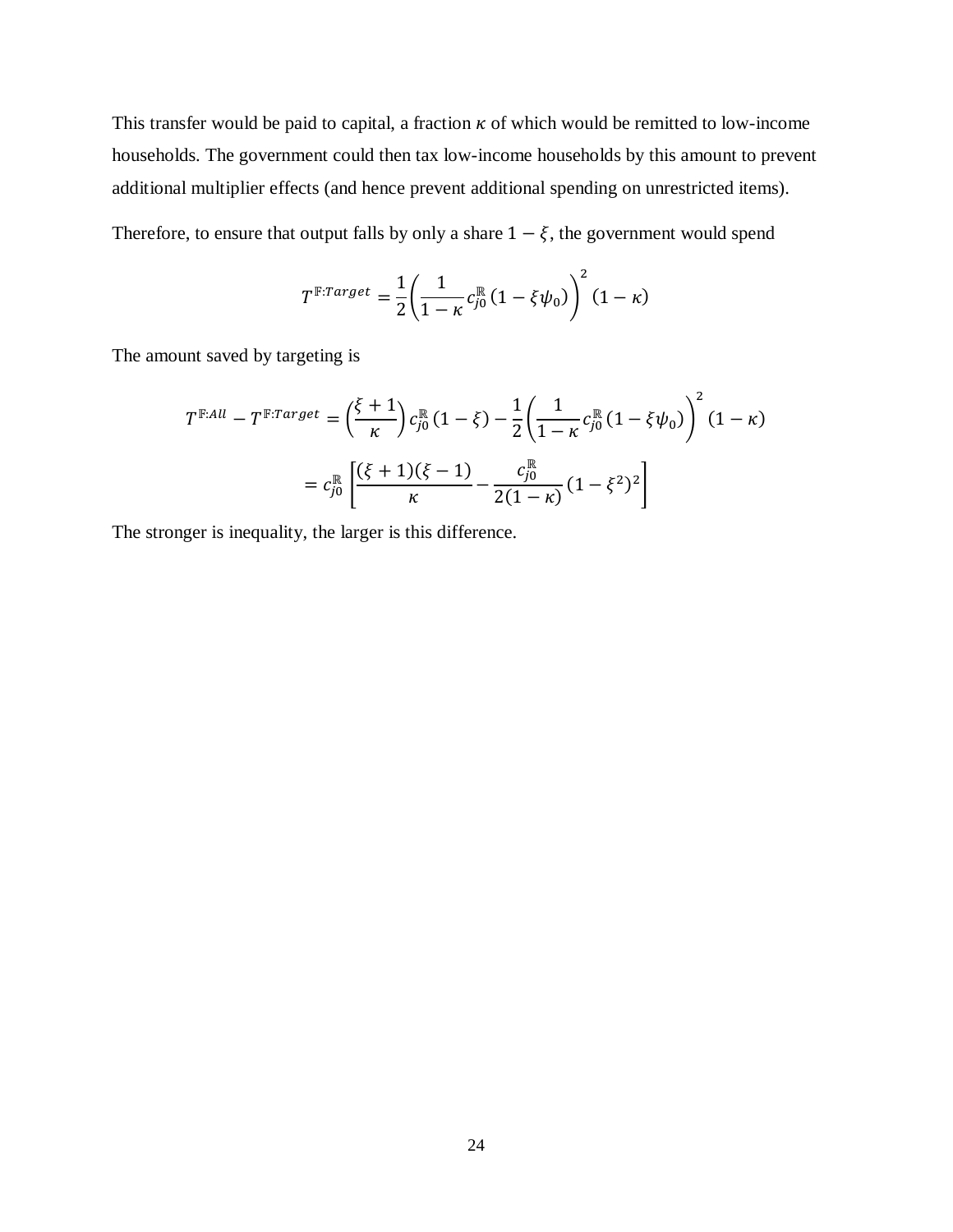This transfer would be paid to capital, a fraction $\kappa$ of which would be remitted to low-income households. The government could then tax low-income households by this amount to prevent additional multiplier effects (and hence prevent additional spending on unrestricted items).

Therefore, to ensure that output falls by only a share $1 - \xi$, the government would spend

$$T^{\mathbb{F}:Target} = \frac{1}{2}\left(\frac{1}{1-\kappa} c_{j0}^{\mathbb{R}} \left(1 - \xi \psi_0\right)\right)^2 (1-\kappa)$$

The amount saved by targeting is

$$\begin{aligned} T^{\mathbb{F}:All} - T^{\mathbb{F}:Target} &= \left(\frac{\xi+1}{\kappa}\right) c_{j0}^{\mathbb{R}} (1-\xi) - \frac{1}{2}\left(\frac{1}{1-\kappa} c_{j0}^{\mathbb{R}} \left(1 - \xi \psi_0\right)\right)^2 (1-\kappa) \\ &= c_{j0}^{\mathbb{R}} \left[\frac{(\xi+1)(\xi-1)}{\kappa} - \frac{c_{j0}^{\mathbb{R}}}{2(1-\kappa)} (1-\xi^2)^2\right] \end{aligned}$$

The stronger is inequality, the larger is this difference.